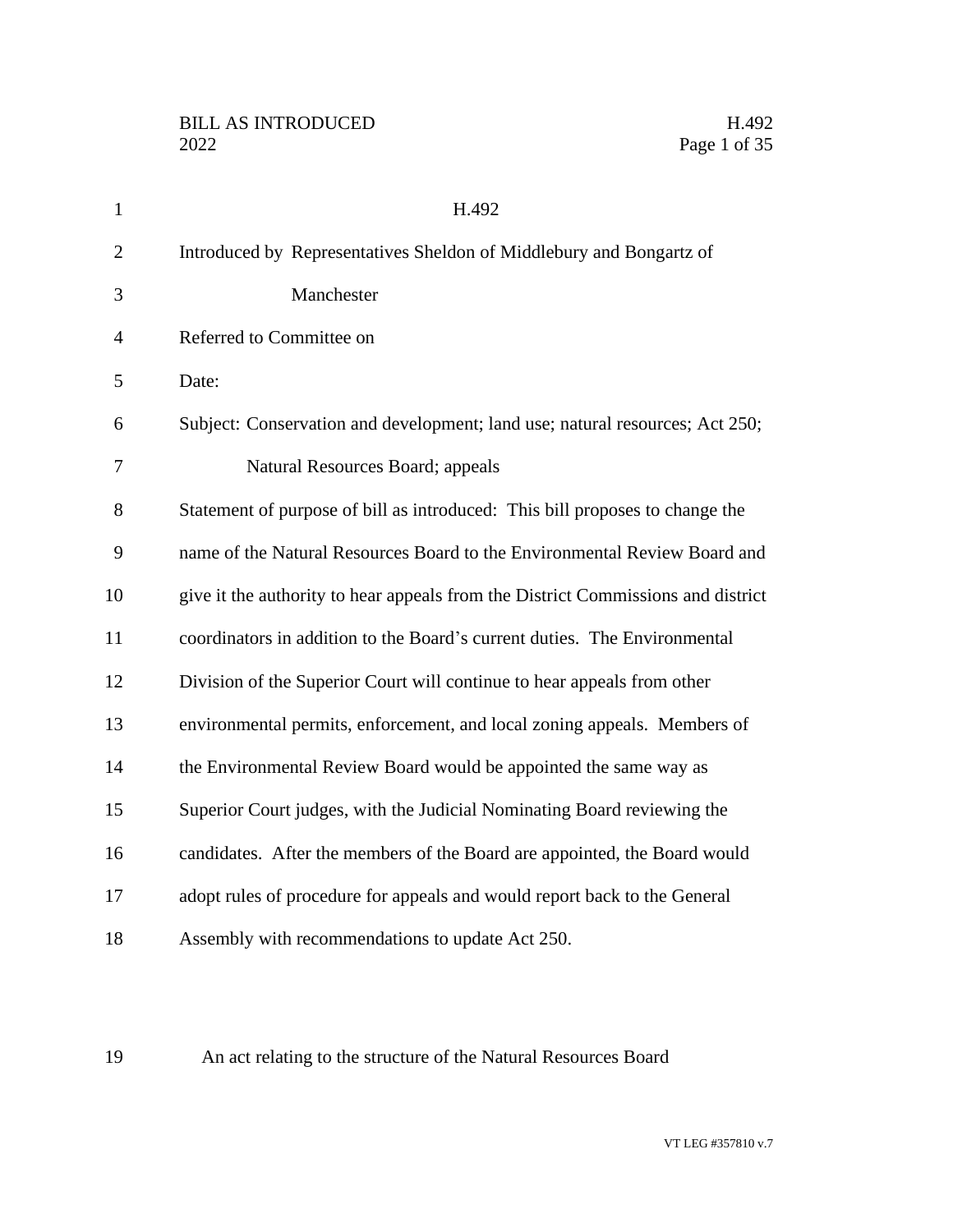# H.492

Introduced by Representatives Sheldon of Middlebury and Bongartz of Manchester

Referred to Committee on

Date:

Subject: Conservation and development; land use; natural resources; Act 250; Natural Resources Board; appeals

Statement of purpose of bill as introduced: This bill proposes to change the name of the Natural Resources Board to the Environmental Review Board and give it the authority to hear appeals from the District Commissions and district coordinators in addition to the Board's current duties. The Environmental Division of the Superior Court will continue to hear appeals from other environmental permits, enforcement, and local zoning appeals. Members of the Environmental Review Board would be appointed the same way as Superior Court judges, with the Judicial Nominating Board reviewing the candidates. After the members of the Board are appointed, the Board would adopt rules of procedure for appeals and would report back to the General Assembly with recommendations to update Act 250.

An act relating to the structure of the Natural Resources Board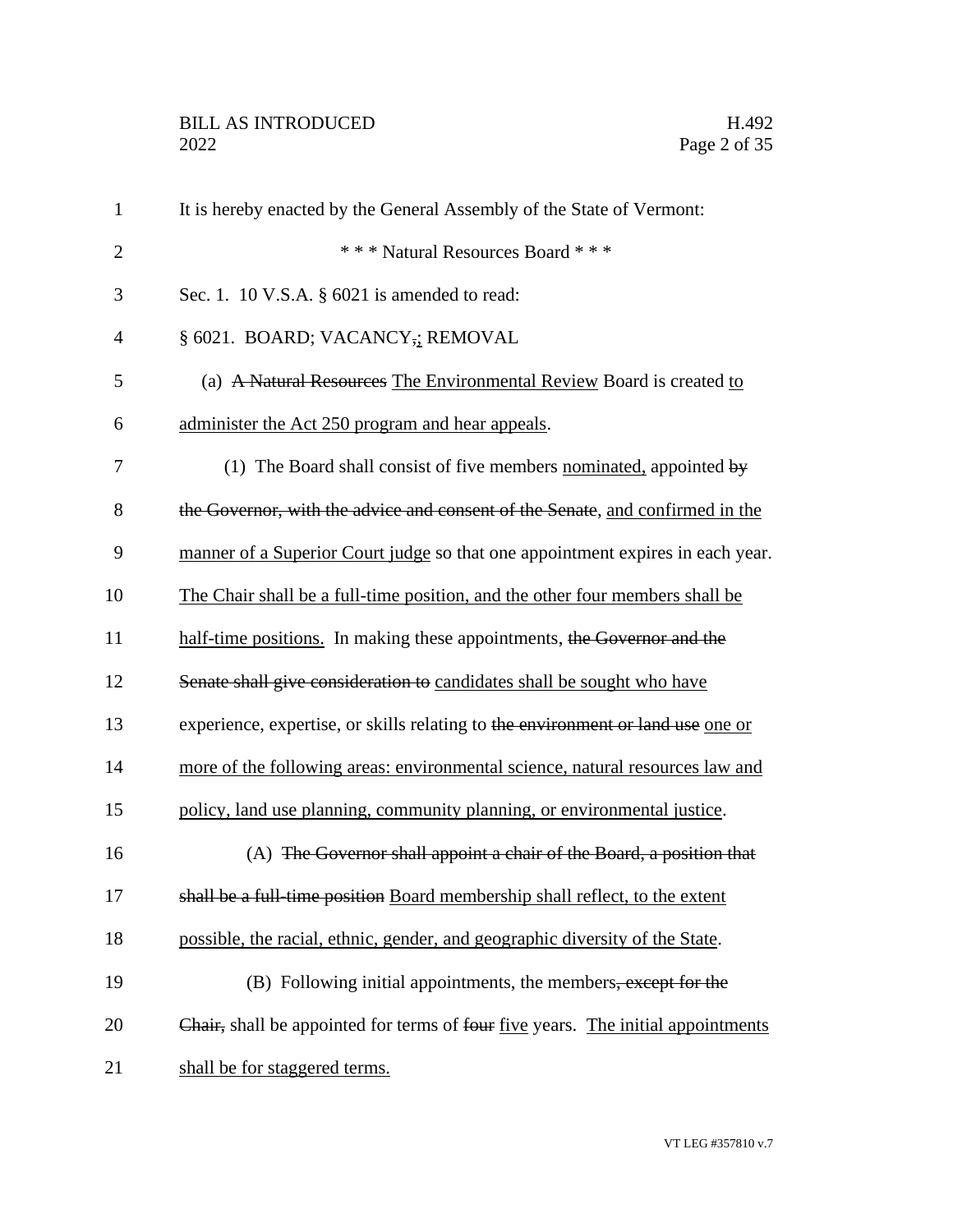It is hereby enacted by the General Assembly of the State of Vermont:

\* \* \* Natural Resources Board \* \* \*

Sec. 1. 10 V.S.A. § 6021 is amended to read:

§ 6021. BOARD; VACANCY,; REMOVAL

(a) ~~A Natural Resources~~ The Environmental Review Board is created to administer the Act 250 program and hear appeals.

(1) The Board shall consist of five members nominated, appointed ~~by the Governor, with the advice and consent of the Senate~~, and confirmed in the manner of a Superior Court judge so that one appointment expires in each year. The Chair shall be a full-time position, and the other four members shall be half-time positions. In making these appointments, ~~the Governor and the Senate shall give consideration to~~ candidates shall be sought who have experience, expertise, or skills relating to ~~the environment or land use~~ one or more of the following areas: environmental science, natural resources law and policy, land use planning, community planning, or environmental justice.

(A) ~~The Governor shall appoint a chair of the Board, a position that shall be a full-time position~~ Board membership shall reflect, to the extent possible, the racial, ethnic, gender, and geographic diversity of the State.

(B) Following initial appointments, the members~~, except for the Chair,~~ shall be appointed for terms of ~~four~~ five years. The initial appointments shall be for staggered terms.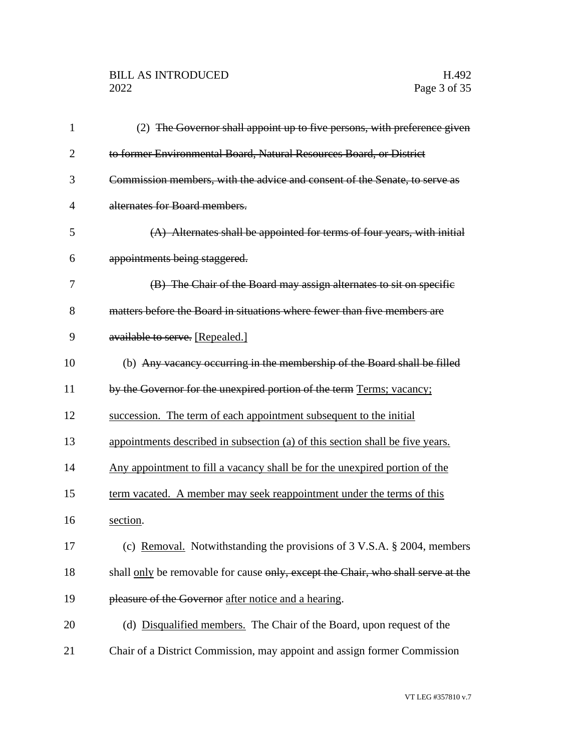(2) ~~The Governor shall appoint up to five persons, with preference given to former Environmental Board, Natural Resources Board, or District Commission members, with the advice and consent of the Senate, to serve as alternates for Board members.~~

~~(A) Alternates shall be appointed for terms of four years, with initial appointments being staggered.~~

~~(B) The Chair of the Board may assign alternates to sit on specific matters before the Board in situations where fewer than five members are available to serve.~~ [Repealed.]

(b) ~~Any vacancy occurring in the membership of the Board shall be filled by the Governor for the unexpired portion of the term~~ <u>Terms; vacancy; succession. The term of each appointment subsequent to the initial appointments described in subsection (a) of this section shall be five years. Any appointment to fill a vacancy shall be for the unexpired portion of the term vacated. A member may seek reappointment under the terms of this section</u>.

(c) <u>Removal.</u> Notwithstanding the provisions of 3 V.S.A. § 2004, members shall <u>only</u> be removable for cause ~~only, except the Chair, who shall serve at the pleasure of the Governor~~ <u>after notice and a hearing</u>.

(d) <u>Disqualified members.</u> The Chair of the Board, upon request of the Chair of a District Commission, may appoint and assign former Commission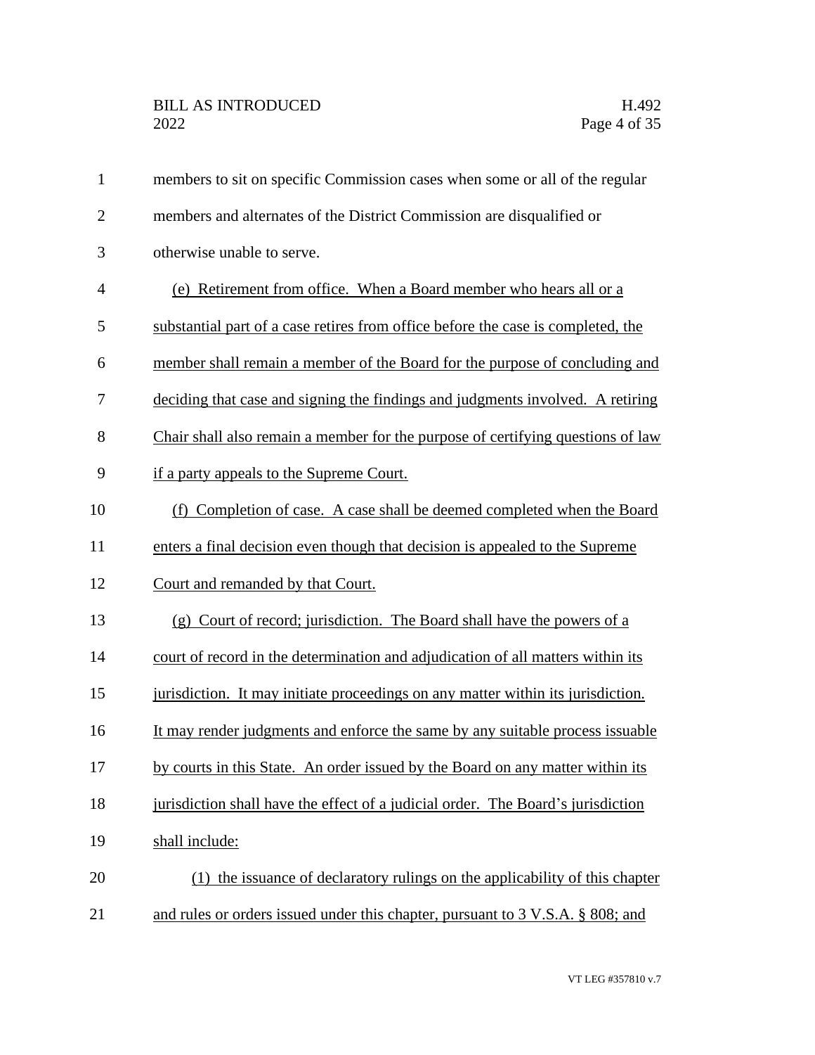members to sit on specific Commission cases when some or all of the regular members and alternates of the District Commission are disqualified or otherwise unable to serve.

(e) Retirement from office. When a Board member who hears all or a substantial part of a case retires from office before the case is completed, the member shall remain a member of the Board for the purpose of concluding and deciding that case and signing the findings and judgments involved. A retiring Chair shall also remain a member for the purpose of certifying questions of law if a party appeals to the Supreme Court.

(f) Completion of case. A case shall be deemed completed when the Board enters a final decision even though that decision is appealed to the Supreme Court and remanded by that Court.

(g) Court of record; jurisdiction. The Board shall have the powers of a court of record in the determination and adjudication of all matters within its jurisdiction. It may initiate proceedings on any matter within its jurisdiction. It may render judgments and enforce the same by any suitable process issuable by courts in this State. An order issued by the Board on any matter within its jurisdiction shall have the effect of a judicial order. The Board's jurisdiction shall include:

(1) the issuance of declaratory rulings on the applicability of this chapter and rules or orders issued under this chapter, pursuant to 3 V.S.A. § 808; and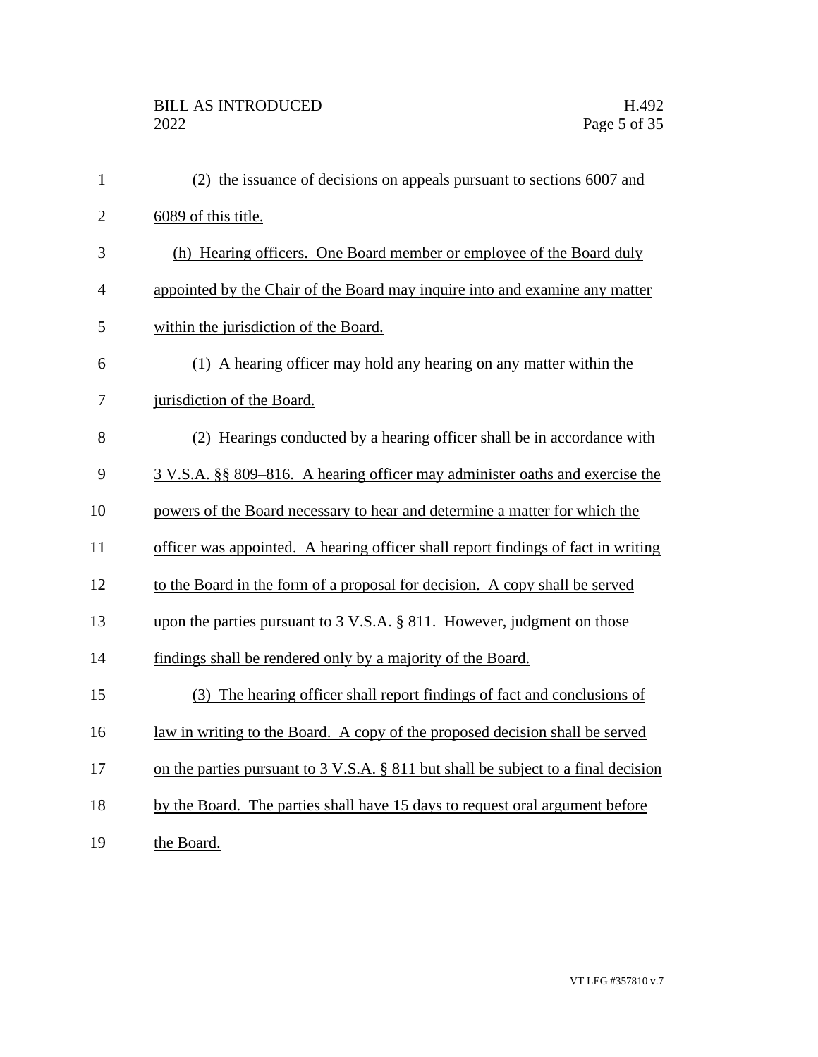(2) the issuance of decisions on appeals pursuant to sections 6007 and 6089 of this title.

(h) Hearing officers. One Board member or employee of the Board duly appointed by the Chair of the Board may inquire into and examine any matter within the jurisdiction of the Board.

(1) A hearing officer may hold any hearing on any matter within the jurisdiction of the Board.

(2) Hearings conducted by a hearing officer shall be in accordance with 3 V.S.A. §§ 809–816. A hearing officer may administer oaths and exercise the powers of the Board necessary to hear and determine a matter for which the officer was appointed. A hearing officer shall report findings of fact in writing to the Board in the form of a proposal for decision. A copy shall be served upon the parties pursuant to 3 V.S.A. § 811. However, judgment on those findings shall be rendered only by a majority of the Board.

(3) The hearing officer shall report findings of fact and conclusions of law in writing to the Board. A copy of the proposed decision shall be served on the parties pursuant to 3 V.S.A. § 811 but shall be subject to a final decision by the Board. The parties shall have 15 days to request oral argument before the Board.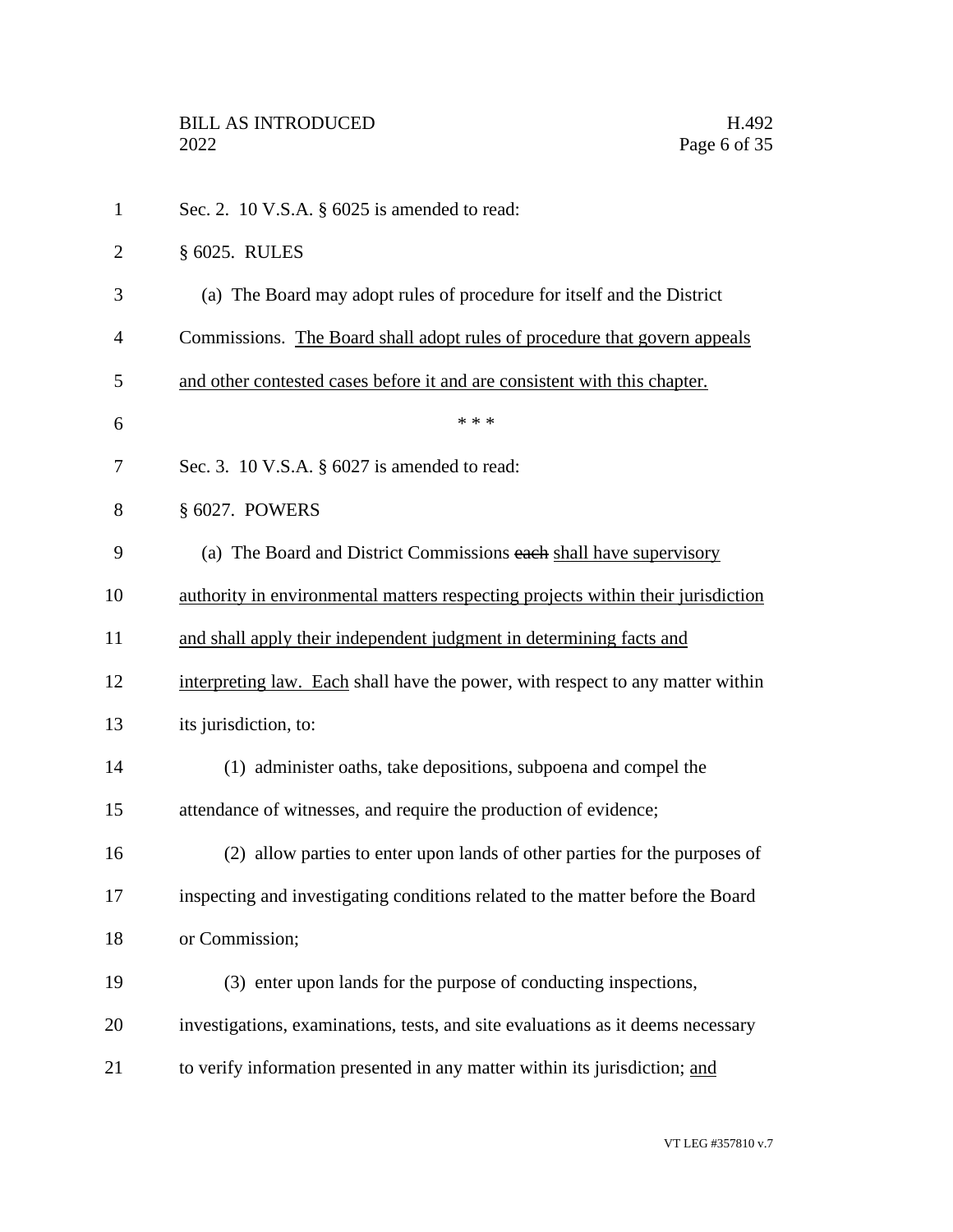Sec. 2. 10 V.S.A. § 6025 is amended to read:

§ 6025. RULES

(a) The Board may adopt rules of procedure for itself and the District Commissions. The Board shall adopt rules of procedure that govern appeals and other contested cases before it and are consistent with this chapter.

\* \* \*

Sec. 3. 10 V.S.A. § 6027 is amended to read:

§ 6027. POWERS

(a) The Board and District Commissions ~~each~~ shall have supervisory authority in environmental matters respecting projects within their jurisdiction and shall apply their independent judgment in determining facts and interpreting law. Each shall have the power, with respect to any matter within its jurisdiction, to:

(1) administer oaths, take depositions, subpoena and compel the attendance of witnesses, and require the production of evidence;

(2) allow parties to enter upon lands of other parties for the purposes of inspecting and investigating conditions related to the matter before the Board or Commission;

(3) enter upon lands for the purpose of conducting inspections, investigations, examinations, tests, and site evaluations as it deems necessary to verify information presented in any matter within its jurisdiction; and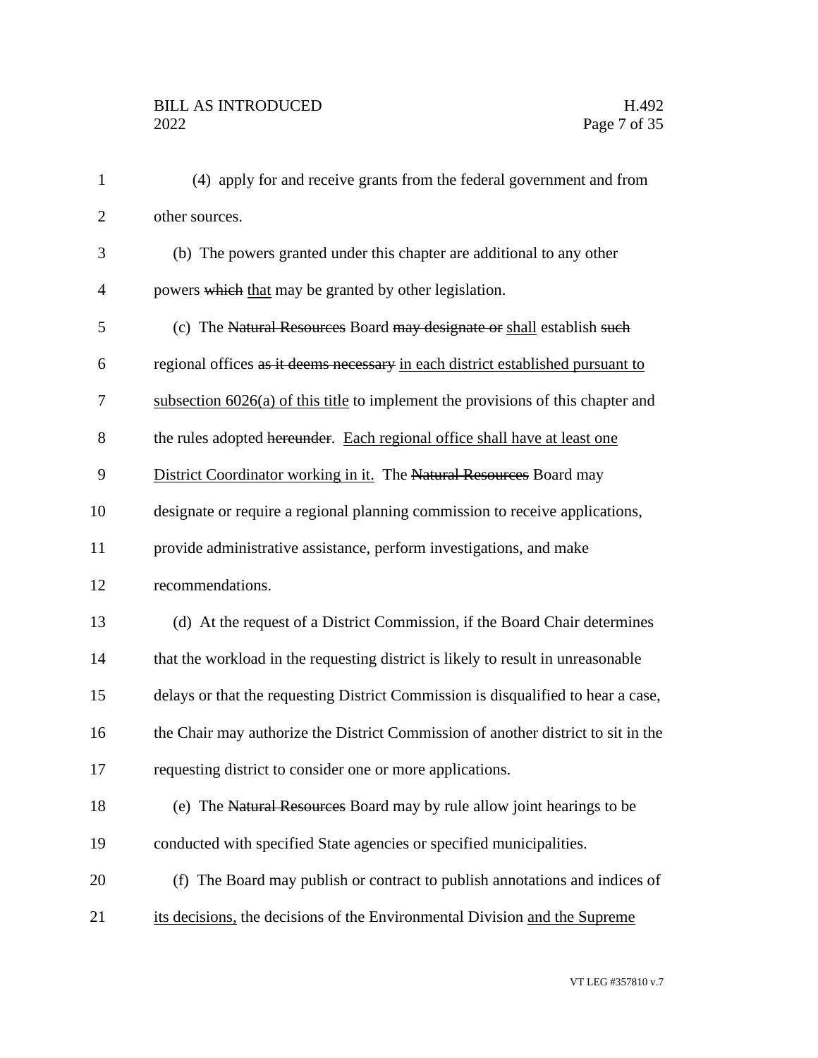(4) apply for and receive grants from the federal government and from other sources.

(b) The powers granted under this chapter are additional to any other powers ~~which~~ <u>that</u> may be granted by other legislation.

(c) The ~~Natural Resources~~ Board ~~may designate or~~ <u>shall</u> establish ~~such~~ regional offices ~~as it deems necessary~~ <u>in each district established pursuant to subsection 6026(a) of this title</u> to implement the provisions of this chapter and the rules adopted ~~hereunder~~. <u>Each regional office shall have at least one District Coordinator working in it.</u> The ~~Natural Resources~~ Board may designate or require a regional planning commission to receive applications, provide administrative assistance, perform investigations, and make recommendations.

(d) At the request of a District Commission, if the Board Chair determines that the workload in the requesting district is likely to result in unreasonable delays or that the requesting District Commission is disqualified to hear a case, the Chair may authorize the District Commission of another district to sit in the requesting district to consider one or more applications.

(e) The ~~Natural Resources~~ Board may by rule allow joint hearings to be conducted with specified State agencies or specified municipalities.

(f) The Board may publish or contract to publish annotations and indices of <u>its decisions,</u> the decisions of the Environmental Division <u>and the Supreme</u>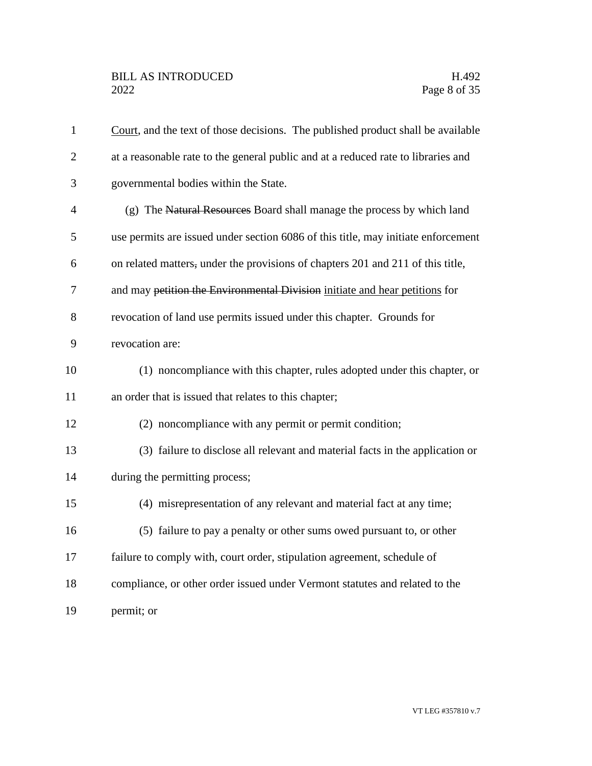Court, and the text of those decisions. The published product shall be available at a reasonable rate to the general public and at a reduced rate to libraries and governmental bodies within the State.

(g) The ~~Natural Resources~~ Board shall manage the process by which land use permits are issued under section 6086 of this title, may initiate enforcement on related matters~~,~~ under the provisions of chapters 201 and 211 of this title, and may ~~petition the Environmental Division~~ <u>initiate and hear petitions</u> for revocation of land use permits issued under this chapter. Grounds for revocation are:

(1) noncompliance with this chapter, rules adopted under this chapter, or an order that is issued that relates to this chapter;

(2) noncompliance with any permit or permit condition;

(3) failure to disclose all relevant and material facts in the application or during the permitting process;

(4) misrepresentation of any relevant and material fact at any time;

(5) failure to pay a penalty or other sums owed pursuant to, or other failure to comply with, court order, stipulation agreement, schedule of compliance, or other order issued under Vermont statutes and related to the permit; or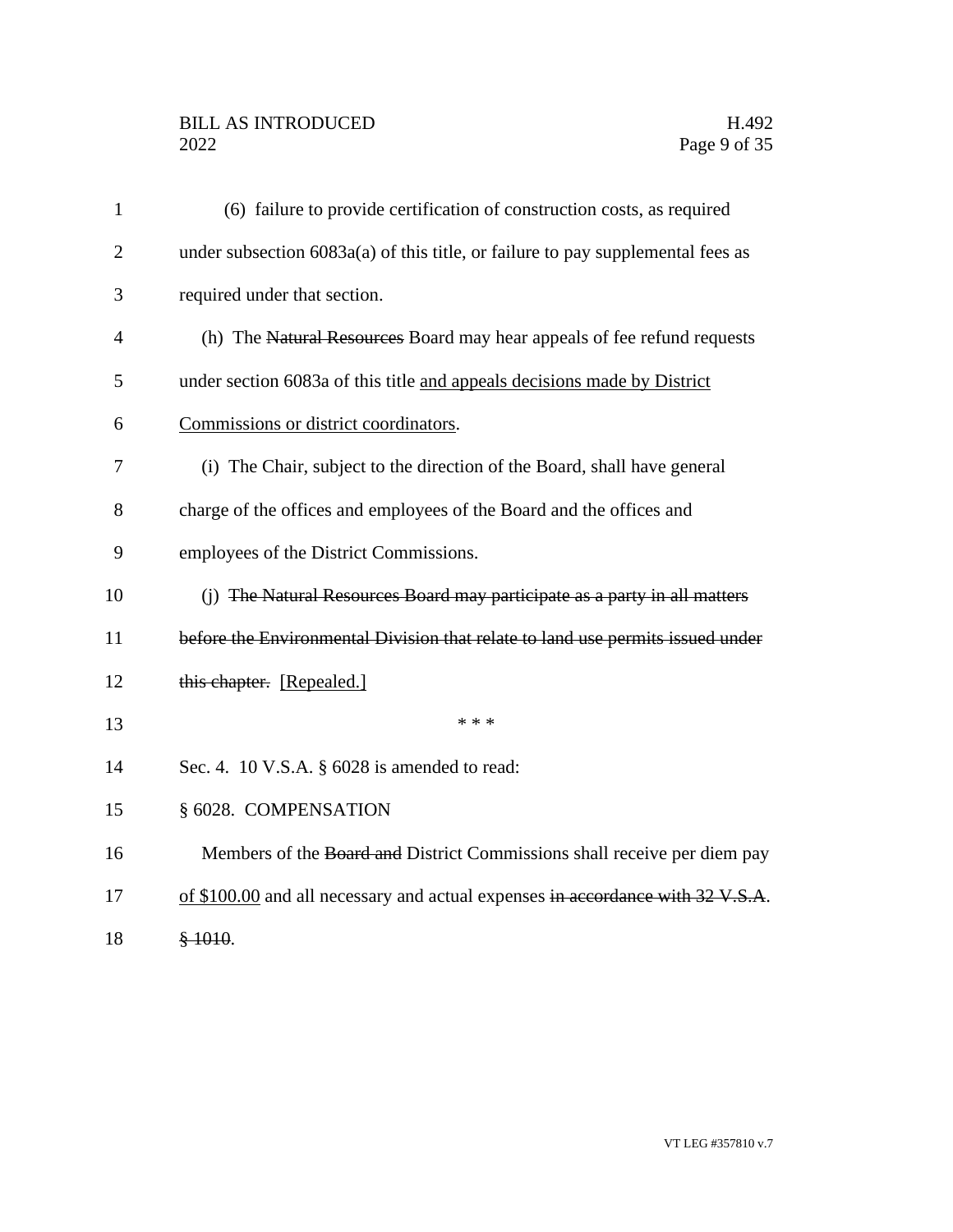(6) failure to provide certification of construction costs, as required under subsection 6083a(a) of this title, or failure to pay supplemental fees as required under that section.

(h) The ~~Natural Resources~~ Board may hear appeals of fee refund requests under section 6083a of this title and appeals decisions made by District Commissions or district coordinators.

(i) The Chair, subject to the direction of the Board, shall have general charge of the offices and employees of the Board and the offices and employees of the District Commissions.

(j) ~~The Natural Resources Board may participate as a party in all matters before the Environmental Division that relate to land use permits issued under this chapter.~~ [Repealed.]

\* \* \*

Sec. 4. 10 V.S.A. § 6028 is amended to read:

§ 6028. COMPENSATION

Members of the ~~Board and~~ District Commissions shall receive per diem pay of $100.00 and all necessary and actual expenses ~~in accordance with 32 V.S.A. § 1010~~.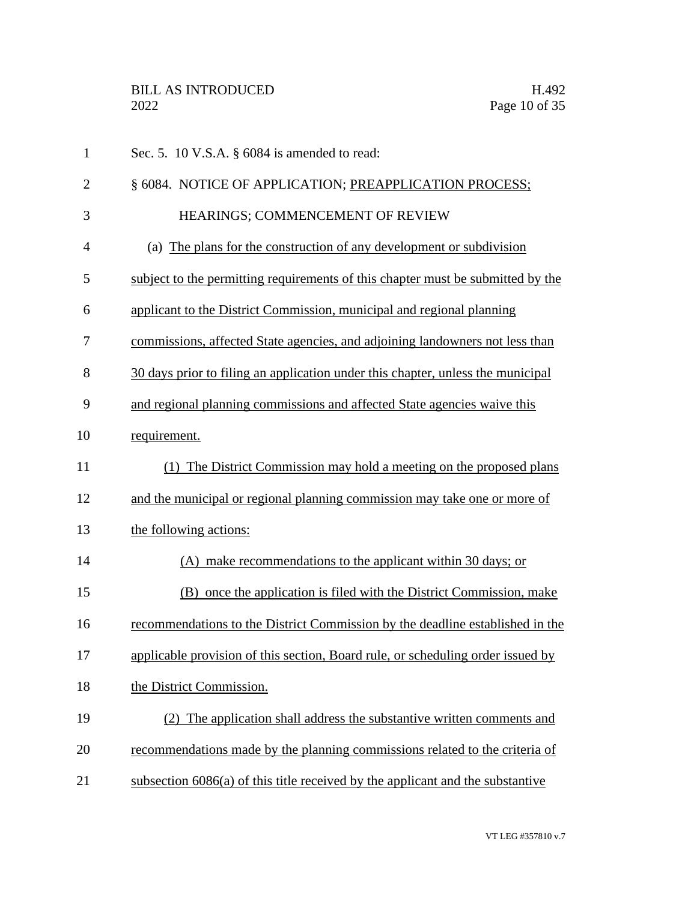Sec. 5. 10 V.S.A. § 6084 is amended to read:

§ 6084. NOTICE OF APPLICATION; PREAPPLICATION PROCESS; HEARINGS; COMMENCEMENT OF REVIEW

(a) The plans for the construction of any development or subdivision subject to the permitting requirements of this chapter must be submitted by the applicant to the District Commission, municipal and regional planning commissions, affected State agencies, and adjoining landowners not less than 30 days prior to filing an application under this chapter, unless the municipal and regional planning commissions and affected State agencies waive this requirement.

(1) The District Commission may hold a meeting on the proposed plans and the municipal or regional planning commission may take one or more of the following actions:

(A) make recommendations to the applicant within 30 days; or

(B) once the application is filed with the District Commission, make recommendations to the District Commission by the deadline established in the applicable provision of this section, Board rule, or scheduling order issued by the District Commission.

(2) The application shall address the substantive written comments and recommendations made by the planning commissions related to the criteria of subsection 6086(a) of this title received by the applicant and the substantive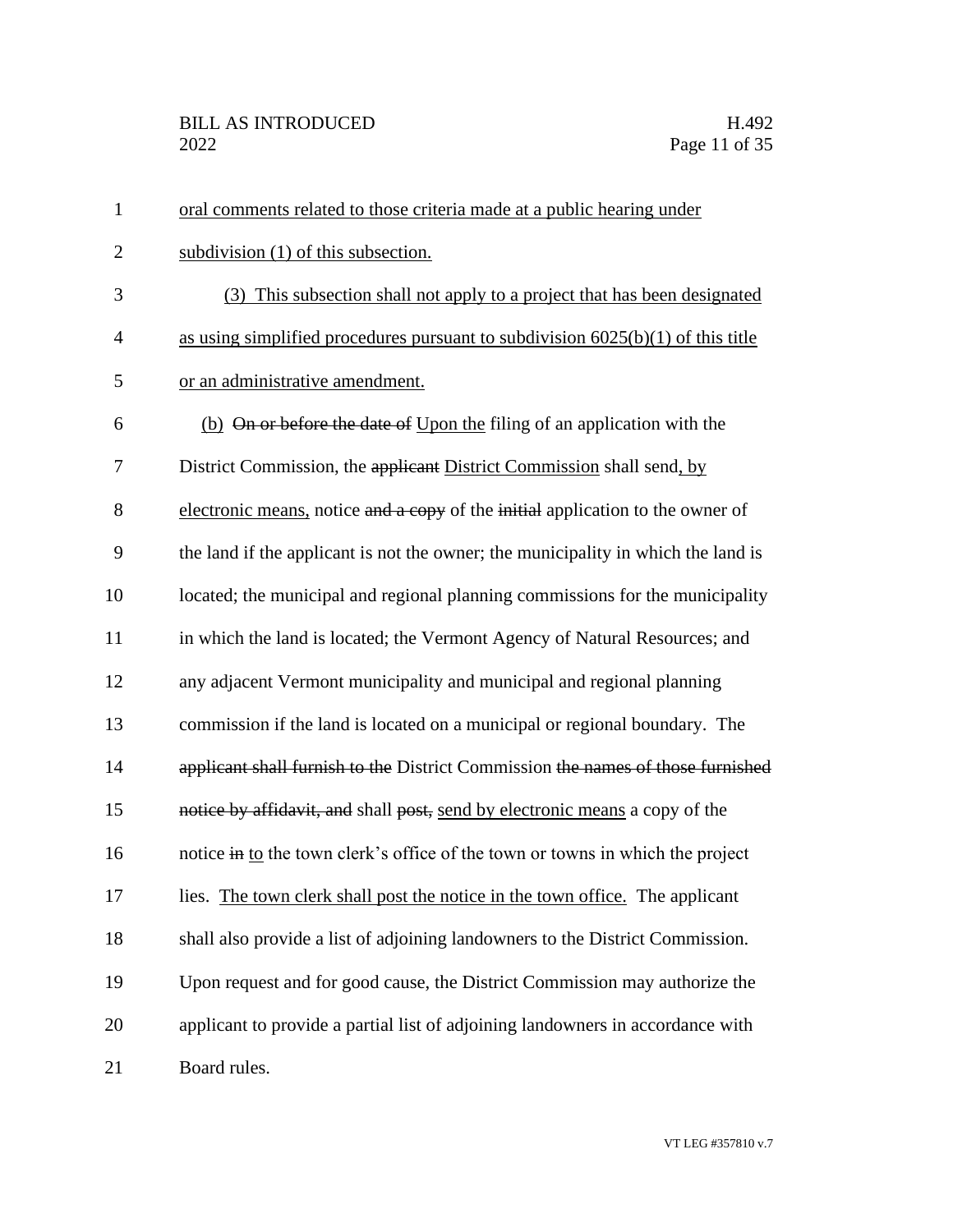oral comments related to those criteria made at a public hearing under subdivision (1) of this subsection.

(3) This subsection shall not apply to a project that has been designated as using simplified procedures pursuant to subdivision 6025(b)(1) of this title or an administrative amendment.

(b) ~~On or before the date of~~ Upon the filing of an application with the District Commission, the ~~applicant~~ District Commission shall send, by electronic means, notice ~~and a copy~~ of the ~~initial~~ application to the owner of the land if the applicant is not the owner; the municipality in which the land is located; the municipal and regional planning commissions for the municipality in which the land is located; the Vermont Agency of Natural Resources; and any adjacent Vermont municipality and municipal and regional planning commission if the land is located on a municipal or regional boundary. The ~~applicant shall furnish to the~~ District Commission ~~the names of those furnished notice by affidavit, and~~ shall ~~post,~~ send by electronic means a copy of the notice ~~in~~ to the town clerk's office of the town or towns in which the project lies. The town clerk shall post the notice in the town office. The applicant shall also provide a list of adjoining landowners to the District Commission. Upon request and for good cause, the District Commission may authorize the applicant to provide a partial list of adjoining landowners in accordance with Board rules.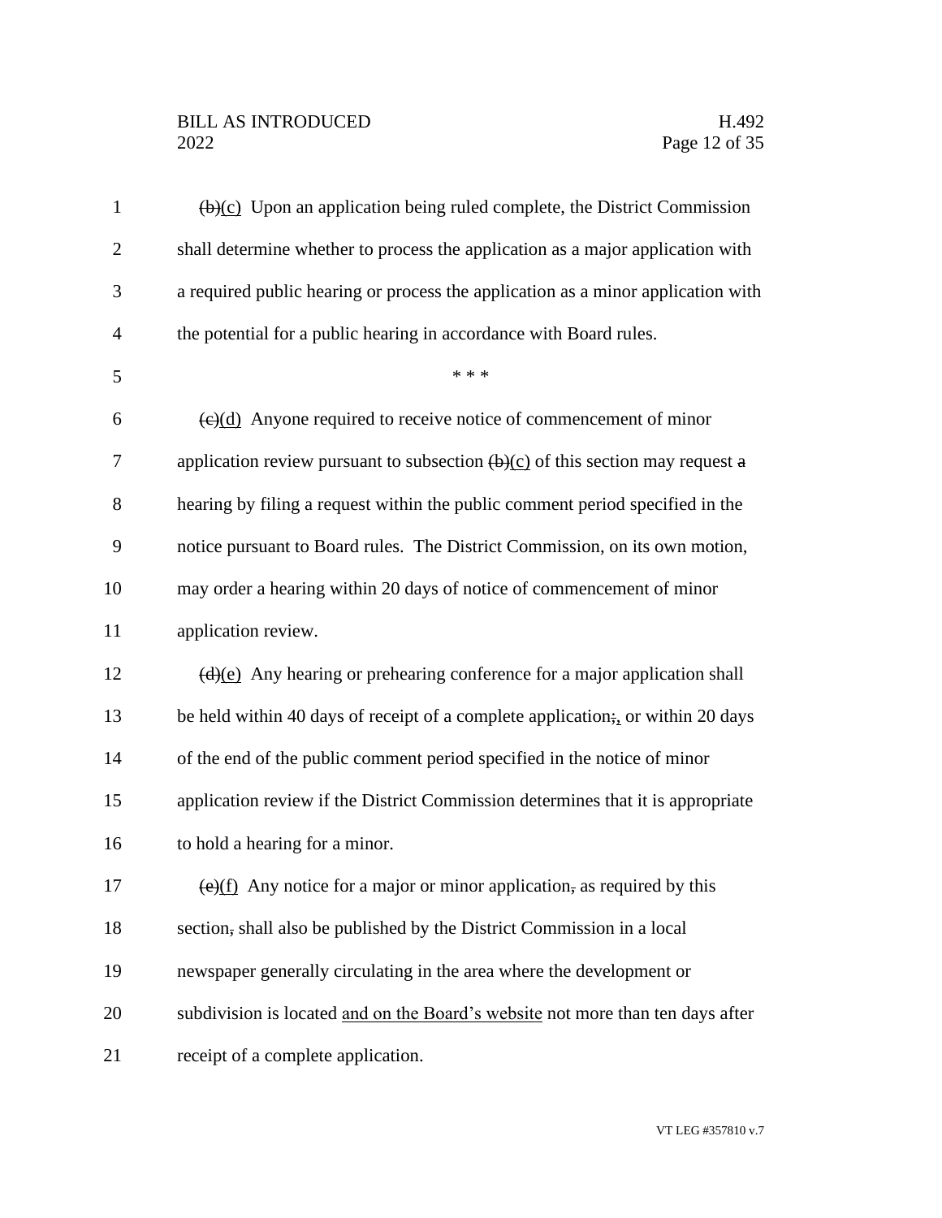~~(b)~~<u>(c)</u> Upon an application being ruled complete, the District Commission shall determine whether to process the application as a major application with a required public hearing or process the application as a minor application with the potential for a public hearing in accordance with Board rules.

\* \* \*

~~(c)~~<u>(d)</u> Anyone required to receive notice of commencement of minor application review pursuant to subsection ~~(b)~~<u>(c)</u> of this section may request ~~a~~ hearing by filing a request within the public comment period specified in the notice pursuant to Board rules. The District Commission, on its own motion, may order a hearing within 20 days of notice of commencement of minor application review.

~~(d)~~<u>(e)</u> Any hearing or prehearing conference for a major application shall be held within 40 days of receipt of a complete application~~;~~<u>,</u> or within 20 days of the end of the public comment period specified in the notice of minor application review if the District Commission determines that it is appropriate to hold a hearing for a minor.

~~(e)~~<u>(f)</u> Any notice for a major or minor application~~,~~ as required by this section~~,~~ shall also be published by the District Commission in a local newspaper generally circulating in the area where the development or subdivision is located <u>and on the Board's website</u> not more than ten days after receipt of a complete application.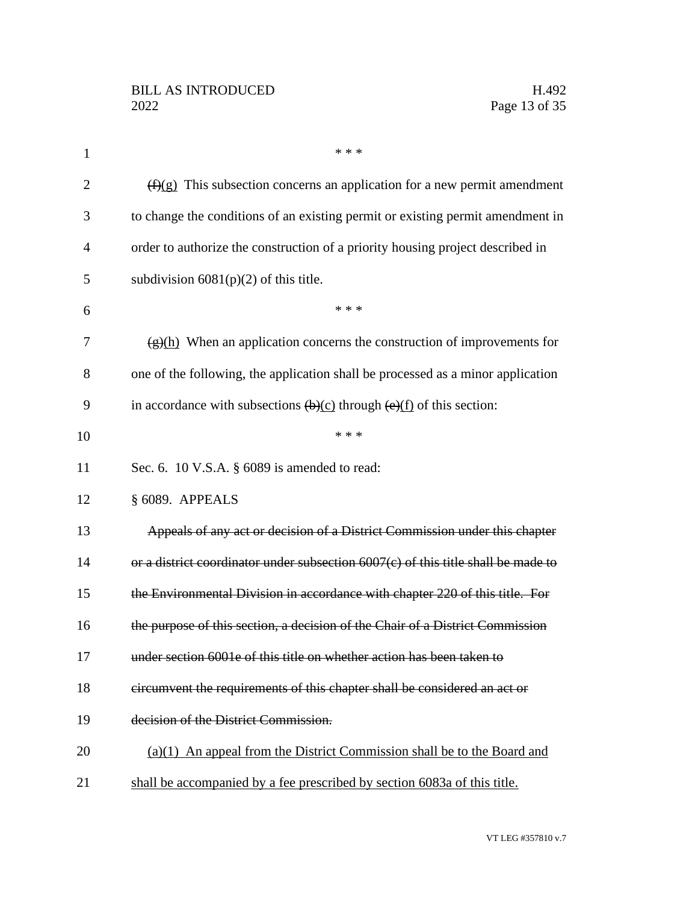\* \* \*

~~(f)~~(g) This subsection concerns an application for a new permit amendment to change the conditions of an existing permit or existing permit amendment in order to authorize the construction of a priority housing project described in subdivision 6081(p)(2) of this title.

\* \* \*

~~(g)~~(h) When an application concerns the construction of improvements for one of the following, the application shall be processed as a minor application in accordance with subsections ~~(b)~~(c) through ~~(e)~~(f) of this section:

\* \* \*

Sec. 6. 10 V.S.A. § 6089 is amended to read:

§ 6089. APPEALS

~~Appeals of any act or decision of a District Commission under this chapter or a district coordinator under subsection 6007(c) of this title shall be made to the Environmental Division in accordance with chapter 220 of this title. For the purpose of this section, a decision of the Chair of a District Commission under section 6001e of this title on whether action has been taken to circumvent the requirements of this chapter shall be considered an act or decision of the District Commission.~~

<u>(a)(1) An appeal from the District Commission shall be to the Board and shall be accompanied by a fee prescribed by section 6083a of this title.</u>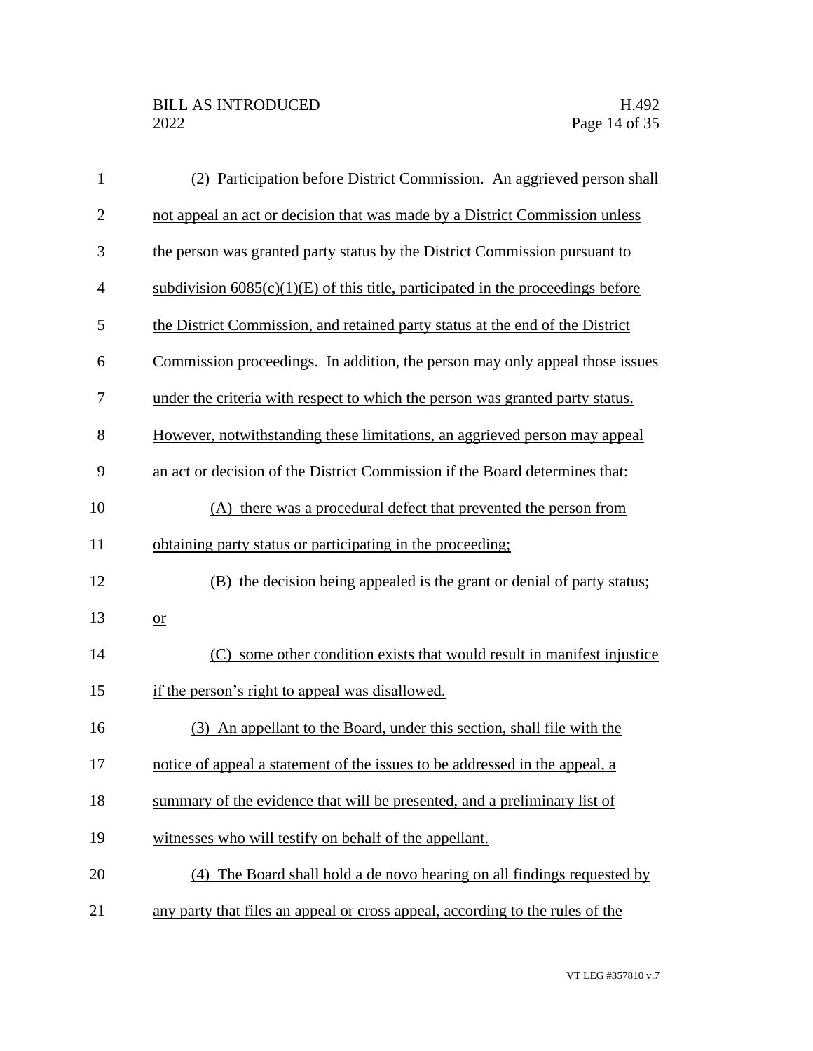(2) Participation before District Commission. An aggrieved person shall not appeal an act or decision that was made by a District Commission unless the person was granted party status by the District Commission pursuant to subdivision 6085(c)(1)(E) of this title, participated in the proceedings before the District Commission, and retained party status at the end of the District Commission proceedings. In addition, the person may only appeal those issues under the criteria with respect to which the person was granted party status. However, notwithstanding these limitations, an aggrieved person may appeal an act or decision of the District Commission if the Board determines that:

(A) there was a procedural defect that prevented the person from obtaining party status or participating in the proceeding;

(B) the decision being appealed is the grant or denial of party status; or

(C) some other condition exists that would result in manifest injustice if the person's right to appeal was disallowed.

(3) An appellant to the Board, under this section, shall file with the notice of appeal a statement of the issues to be addressed in the appeal, a summary of the evidence that will be presented, and a preliminary list of witnesses who will testify on behalf of the appellant.

(4) The Board shall hold a de novo hearing on all findings requested by any party that files an appeal or cross appeal, according to the rules of the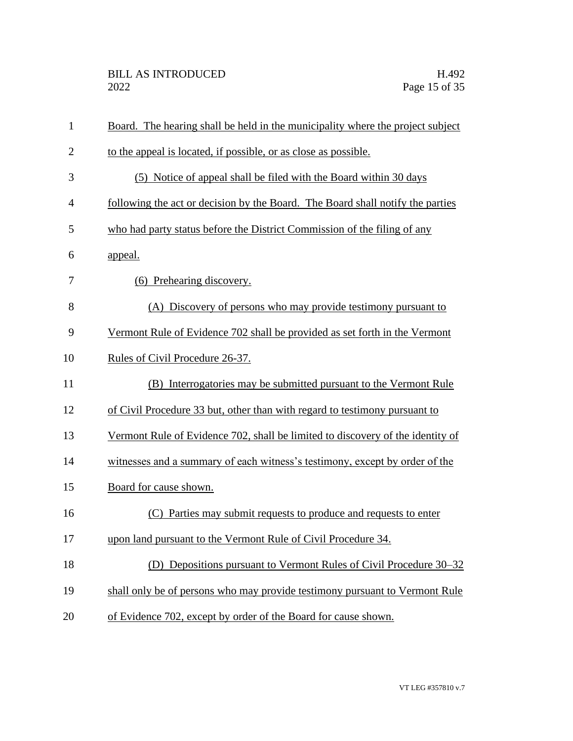Board. The hearing shall be held in the municipality where the project subject to the appeal is located, if possible, or as close as possible.

(5) Notice of appeal shall be filed with the Board within 30 days following the act or decision by the Board. The Board shall notify the parties who had party status before the District Commission of the filing of any appeal.

(6) Prehearing discovery.

(A) Discovery of persons who may provide testimony pursuant to Vermont Rule of Evidence 702 shall be provided as set forth in the Vermont Rules of Civil Procedure 26-37.

(B) Interrogatories may be submitted pursuant to the Vermont Rule of Civil Procedure 33 but, other than with regard to testimony pursuant to Vermont Rule of Evidence 702, shall be limited to discovery of the identity of witnesses and a summary of each witness's testimony, except by order of the Board for cause shown.

(C) Parties may submit requests to produce and requests to enter upon land pursuant to the Vermont Rule of Civil Procedure 34.

(D) Depositions pursuant to Vermont Rules of Civil Procedure 30–32 shall only be of persons who may provide testimony pursuant to Vermont Rule of Evidence 702, except by order of the Board for cause shown.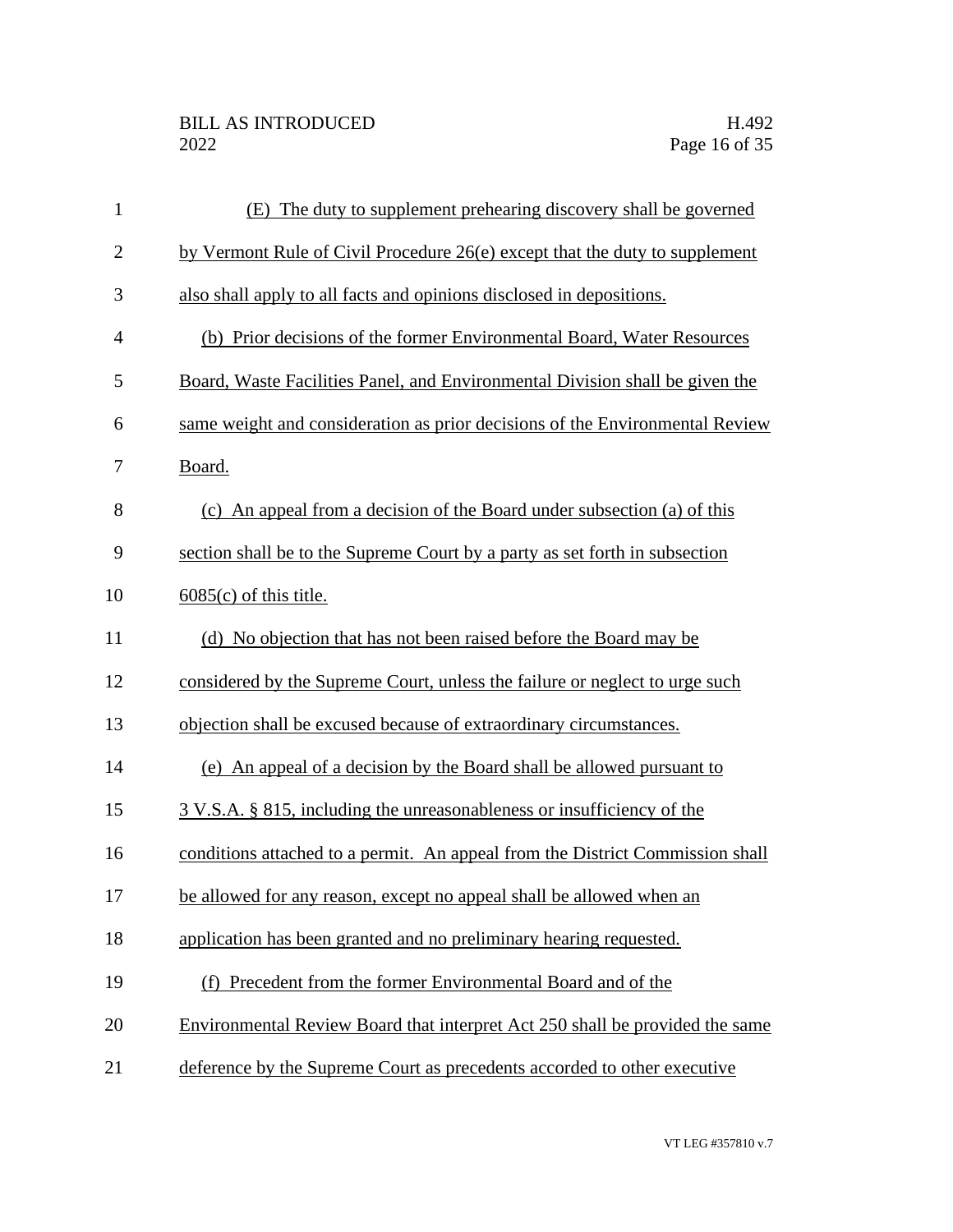(E) The duty to supplement prehearing discovery shall be governed by Vermont Rule of Civil Procedure 26(e) except that the duty to supplement also shall apply to all facts and opinions disclosed in depositions.

(b) Prior decisions of the former Environmental Board, Water Resources Board, Waste Facilities Panel, and Environmental Division shall be given the same weight and consideration as prior decisions of the Environmental Review Board.

(c) An appeal from a decision of the Board under subsection (a) of this section shall be to the Supreme Court by a party as set forth in subsection 6085(c) of this title.

(d) No objection that has not been raised before the Board may be considered by the Supreme Court, unless the failure or neglect to urge such objection shall be excused because of extraordinary circumstances.

(e) An appeal of a decision by the Board shall be allowed pursuant to 3 V.S.A. § 815, including the unreasonableness or insufficiency of the conditions attached to a permit. An appeal from the District Commission shall be allowed for any reason, except no appeal shall be allowed when an application has been granted and no preliminary hearing requested.

(f) Precedent from the former Environmental Board and of the Environmental Review Board that interpret Act 250 shall be provided the same deference by the Supreme Court as precedents accorded to other executive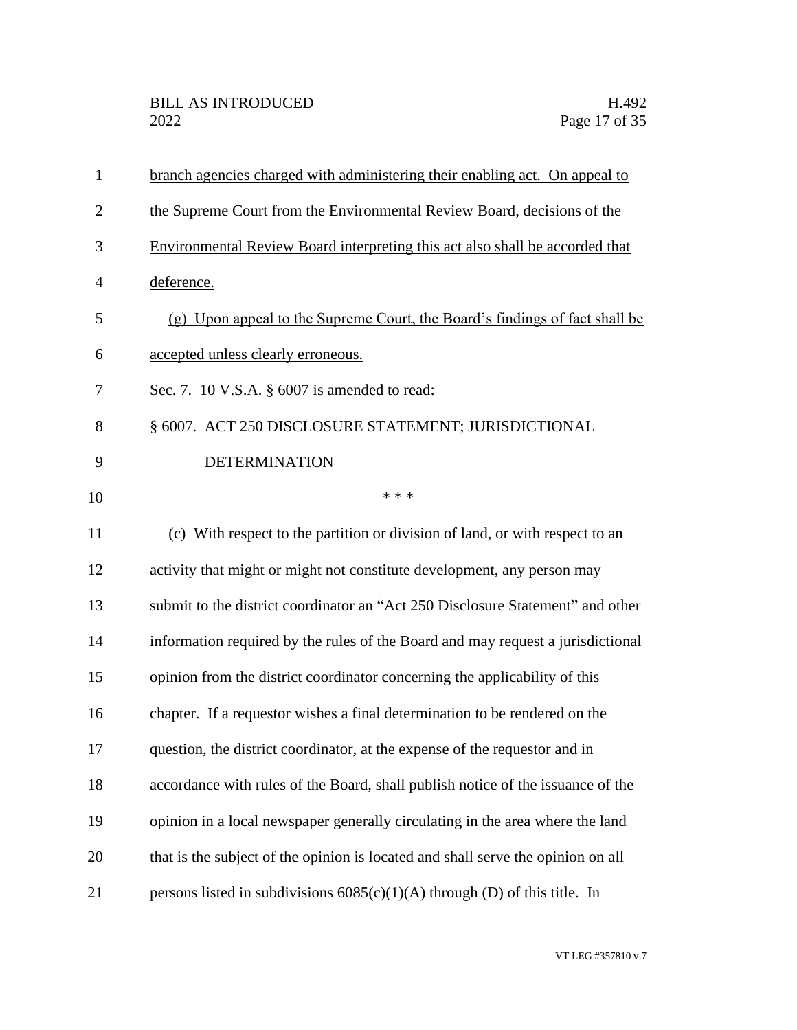branch agencies charged with administering their enabling act. On appeal to the Supreme Court from the Environmental Review Board, decisions of the Environmental Review Board interpreting this act also shall be accorded that deference.

(g) Upon appeal to the Supreme Court, the Board's findings of fact shall be accepted unless clearly erroneous.

Sec. 7. 10 V.S.A. § 6007 is amended to read:

§ 6007. ACT 250 DISCLOSURE STATEMENT; JURISDICTIONAL DETERMINATION

\* \* \*

(c) With respect to the partition or division of land, or with respect to an activity that might or might not constitute development, any person may submit to the district coordinator an "Act 250 Disclosure Statement" and other information required by the rules of the Board and may request a jurisdictional opinion from the district coordinator concerning the applicability of this chapter. If a requestor wishes a final determination to be rendered on the question, the district coordinator, at the expense of the requestor and in accordance with rules of the Board, shall publish notice of the issuance of the opinion in a local newspaper generally circulating in the area where the land that is the subject of the opinion is located and shall serve the opinion on all persons listed in subdivisions 6085(c)(1)(A) through (D) of this title. In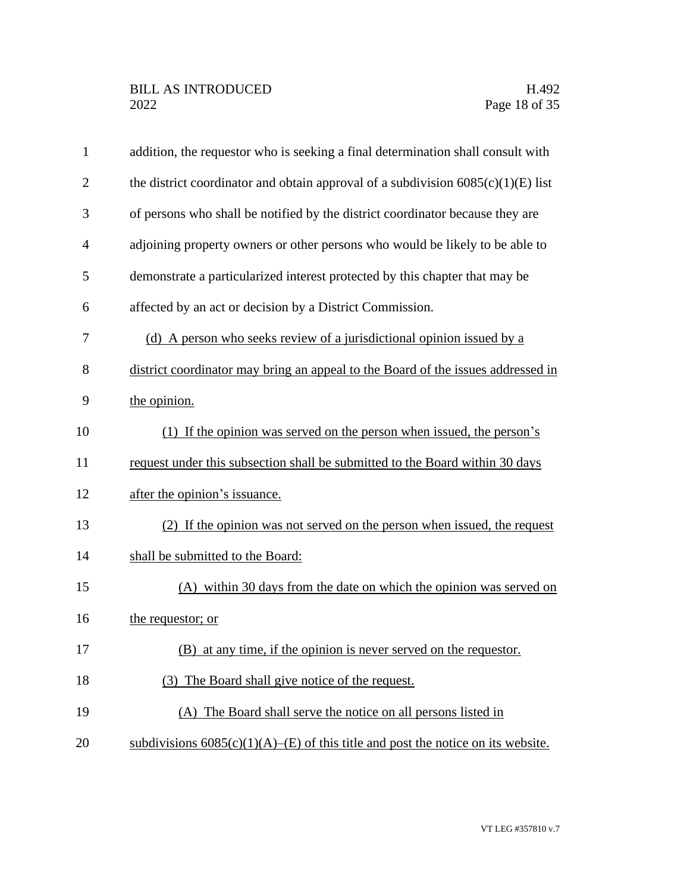addition, the requestor who is seeking a final determination shall consult with the district coordinator and obtain approval of a subdivision 6085(c)(1)(E) list of persons who shall be notified by the district coordinator because they are adjoining property owners or other persons who would be likely to be able to demonstrate a particularized interest protected by this chapter that may be affected by an act or decision by a District Commission.

(d) A person who seeks review of a jurisdictional opinion issued by a district coordinator may bring an appeal to the Board of the issues addressed in the opinion.

(1) If the opinion was served on the person when issued, the person's request under this subsection shall be submitted to the Board within 30 days after the opinion's issuance.

(2) If the opinion was not served on the person when issued, the request shall be submitted to the Board:

(A) within 30 days from the date on which the opinion was served on the requestor; or

(B) at any time, if the opinion is never served on the requestor.

(3) The Board shall give notice of the request.

(A) The Board shall serve the notice on all persons listed in subdivisions 6085(c)(1)(A)–(E) of this title and post the notice on its website.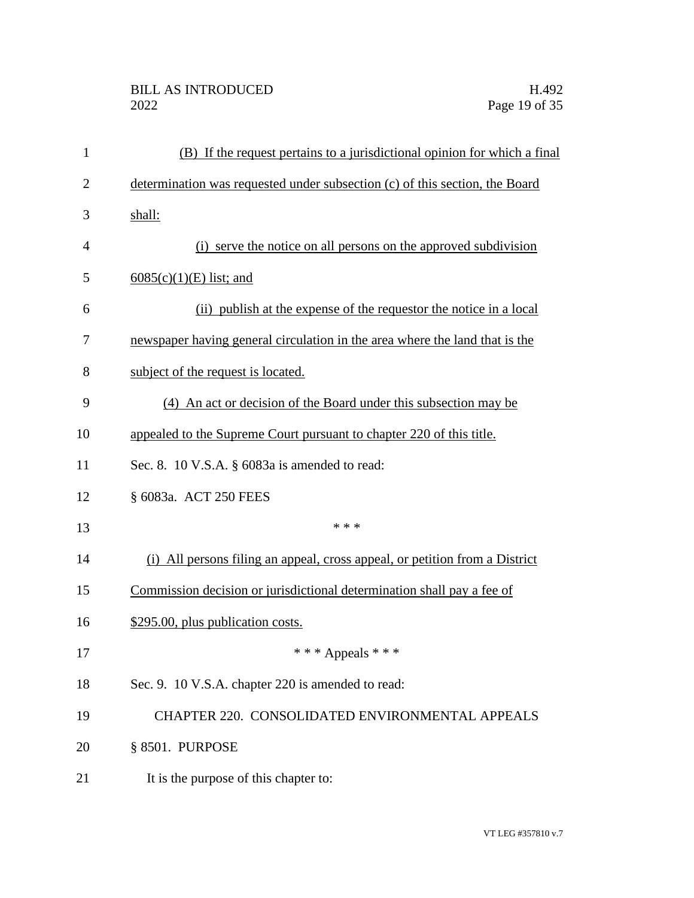(B) If the request pertains to a jurisdictional opinion for which a final determination was requested under subsection (c) of this section, the Board shall:

(i) serve the notice on all persons on the approved subdivision 6085(c)(1)(E) list; and

(ii) publish at the expense of the requestor the notice in a local newspaper having general circulation in the area where the land that is the subject of the request is located.

(4) An act or decision of the Board under this subsection may be appealed to the Supreme Court pursuant to chapter 220 of this title.

Sec. 8. 10 V.S.A. § 6083a is amended to read:

§ 6083a. ACT 250 FEES

\* \* \*

(i) All persons filing an appeal, cross appeal, or petition from a District Commission decision or jurisdictional determination shall pay a fee of $295.00, plus publication costs.

\* \* \* Appeals \* \* \*

Sec. 9. 10 V.S.A. chapter 220 is amended to read:

CHAPTER 220. CONSOLIDATED ENVIRONMENTAL APPEALS

§ 8501. PURPOSE

It is the purpose of this chapter to: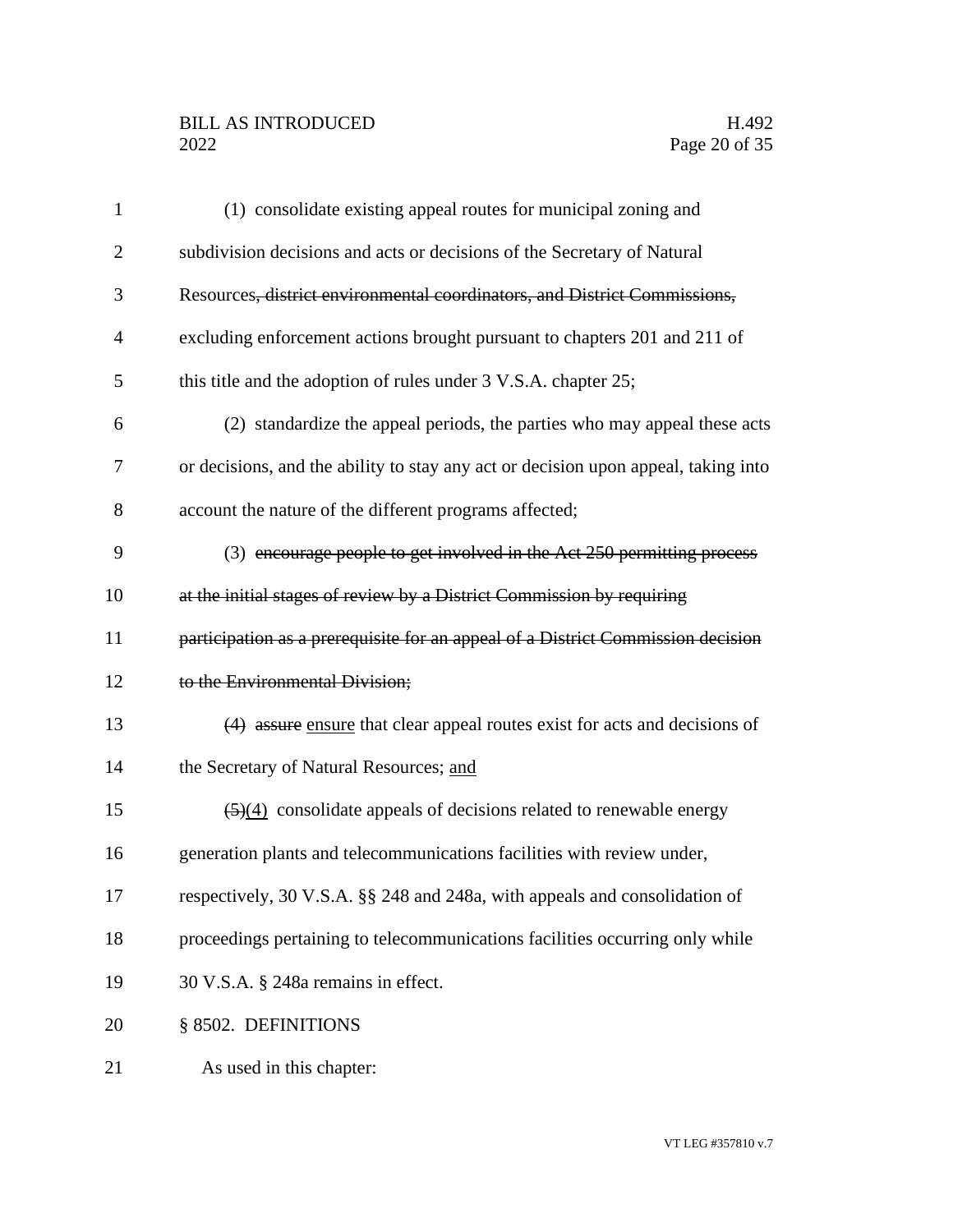(1) consolidate existing appeal routes for municipal zoning and subdivision decisions and acts or decisions of the Secretary of Natural Resources~~, district environmental coordinators, and District Commissions,~~ excluding enforcement actions brought pursuant to chapters 201 and 211 of this title and the adoption of rules under 3 V.S.A. chapter 25;

(2) standardize the appeal periods, the parties who may appeal these acts or decisions, and the ability to stay any act or decision upon appeal, taking into account the nature of the different programs affected;

(3) ~~encourage people to get involved in the Act 250 permitting process at the initial stages of review by a District Commission by requiring participation as a prerequisite for an appeal of a District Commission decision to the Environmental Division;~~

~~(4)~~ ~~assure~~ <u>ensure</u> that clear appeal routes exist for acts and decisions of the Secretary of Natural Resources; <u>and</u>

~~(5)~~<u>(4)</u> consolidate appeals of decisions related to renewable energy generation plants and telecommunications facilities with review under, respectively, 30 V.S.A. §§ 248 and 248a, with appeals and consolidation of proceedings pertaining to telecommunications facilities occurring only while 30 V.S.A. § 248a remains in effect.

§ 8502. DEFINITIONS

As used in this chapter: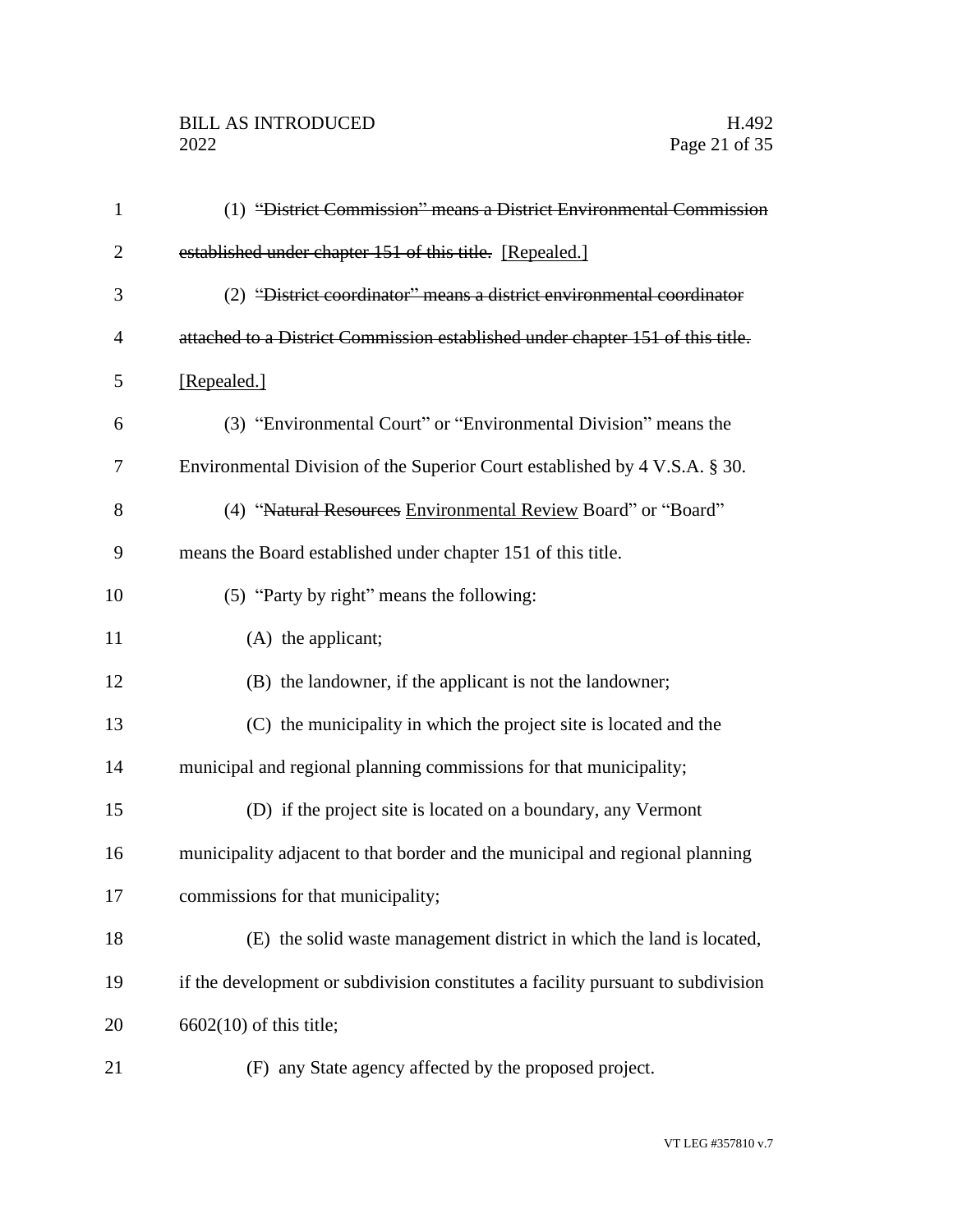(1) ~~"District Commission" means a District Environmental Commission established under chapter 151 of this title.~~ [Repealed.]

(2) ~~"District coordinator" means a district environmental coordinator attached to a District Commission established under chapter 151 of this title.~~ [Repealed.]

(3) "Environmental Court" or "Environmental Division" means the Environmental Division of the Superior Court established by 4 V.S.A. § 30.

(4) "~~Natural Resources~~ Environmental Review Board" or "Board" means the Board established under chapter 151 of this title.

(5) "Party by right" means the following:

(A) the applicant;

(B) the landowner, if the applicant is not the landowner;

(C) the municipality in which the project site is located and the municipal and regional planning commissions for that municipality;

(D) if the project site is located on a boundary, any Vermont municipality adjacent to that border and the municipal and regional planning commissions for that municipality;

(E) the solid waste management district in which the land is located, if the development or subdivision constitutes a facility pursuant to subdivision 6602(10) of this title;

(F) any State agency affected by the proposed project.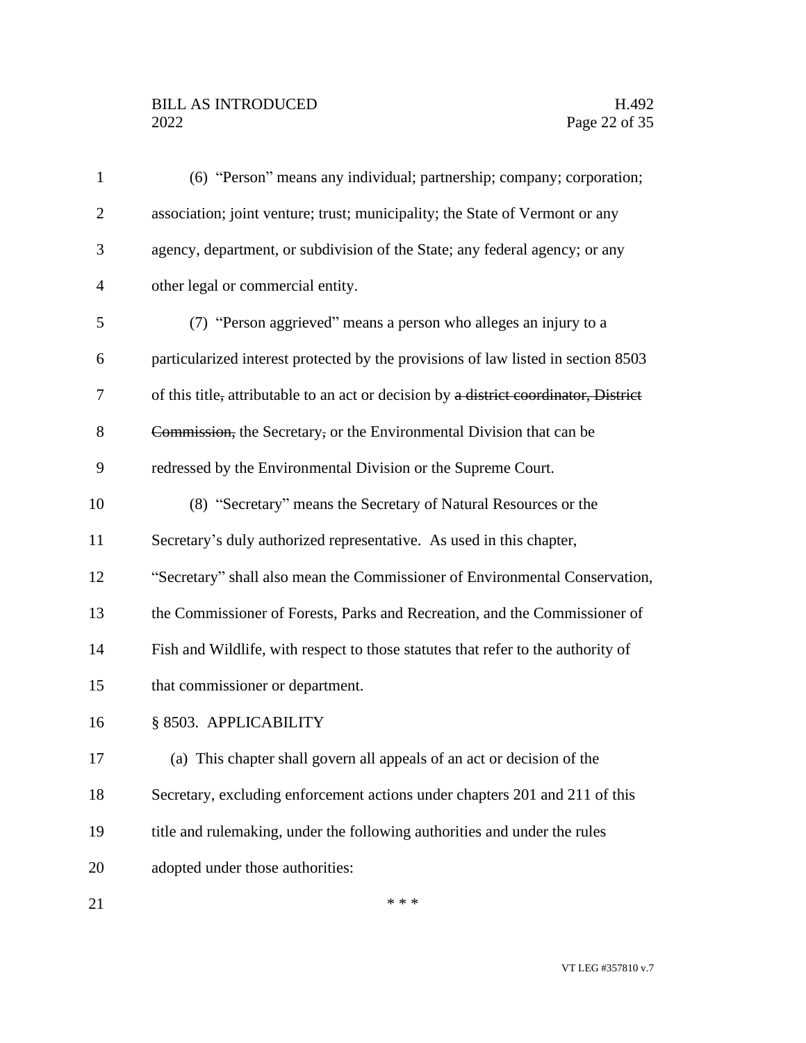(6) "Person" means any individual; partnership; company; corporation; association; joint venture; trust; municipality; the State of Vermont or any agency, department, or subdivision of the State; any federal agency; or any other legal or commercial entity.

(7) "Person aggrieved" means a person who alleges an injury to a particularized interest protected by the provisions of law listed in section 8503 of this title~~,~~ attributable to an act or decision by ~~a district coordinator, District Commission,~~ the Secretary~~,~~ or the Environmental Division that can be redressed by the Environmental Division or the Supreme Court.

(8) "Secretary" means the Secretary of Natural Resources or the Secretary's duly authorized representative. As used in this chapter, "Secretary" shall also mean the Commissioner of Environmental Conservation, the Commissioner of Forests, Parks and Recreation, and the Commissioner of Fish and Wildlife, with respect to those statutes that refer to the authority of that commissioner or department.

§ 8503. APPLICABILITY

(a) This chapter shall govern all appeals of an act or decision of the Secretary, excluding enforcement actions under chapters 201 and 211 of this title and rulemaking, under the following authorities and under the rules adopted under those authorities:

\* \* \*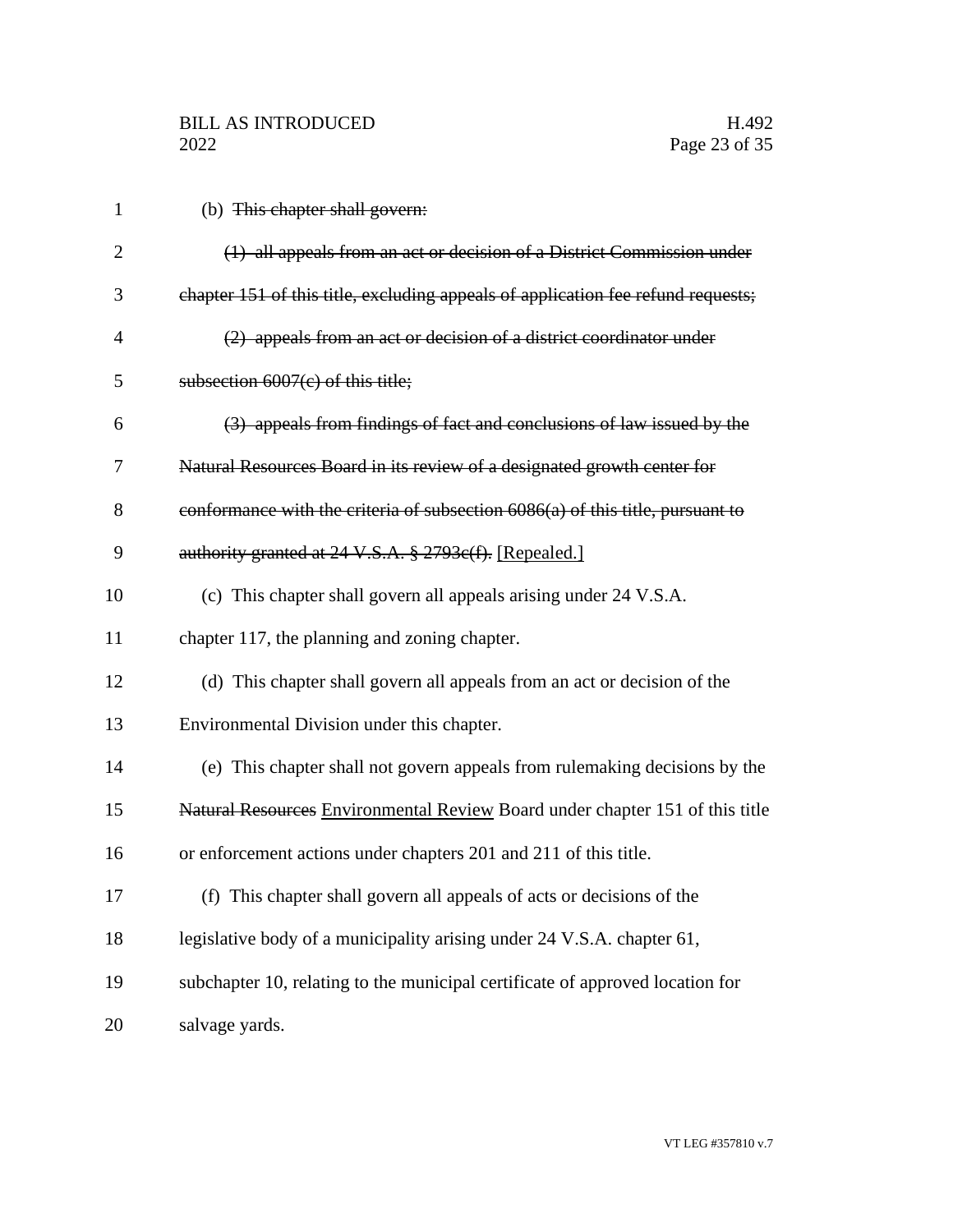(b) ~~This chapter shall govern:~~

~~(1) all appeals from an act or decision of a District Commission under chapter 151 of this title, excluding appeals of application fee refund requests;~~

~~(2) appeals from an act or decision of a district coordinator under subsection 6007(c) of this title;~~

~~(3) appeals from findings of fact and conclusions of law issued by the Natural Resources Board in its review of a designated growth center for conformance with the criteria of subsection 6086(a) of this title, pursuant to authority granted at 24 V.S.A. § 2793c(f).~~ <u>[Repealed.]</u>

(c) This chapter shall govern all appeals arising under 24 V.S.A. chapter 117, the planning and zoning chapter.

(d) This chapter shall govern all appeals from an act or decision of the Environmental Division under this chapter.

(e) This chapter shall not govern appeals from rulemaking decisions by the ~~Natural Resources~~ <u>Environmental Review</u> Board under chapter 151 of this title or enforcement actions under chapters 201 and 211 of this title.

(f) This chapter shall govern all appeals of acts or decisions of the legislative body of a municipality arising under 24 V.S.A. chapter 61, subchapter 10, relating to the municipal certificate of approved location for salvage yards.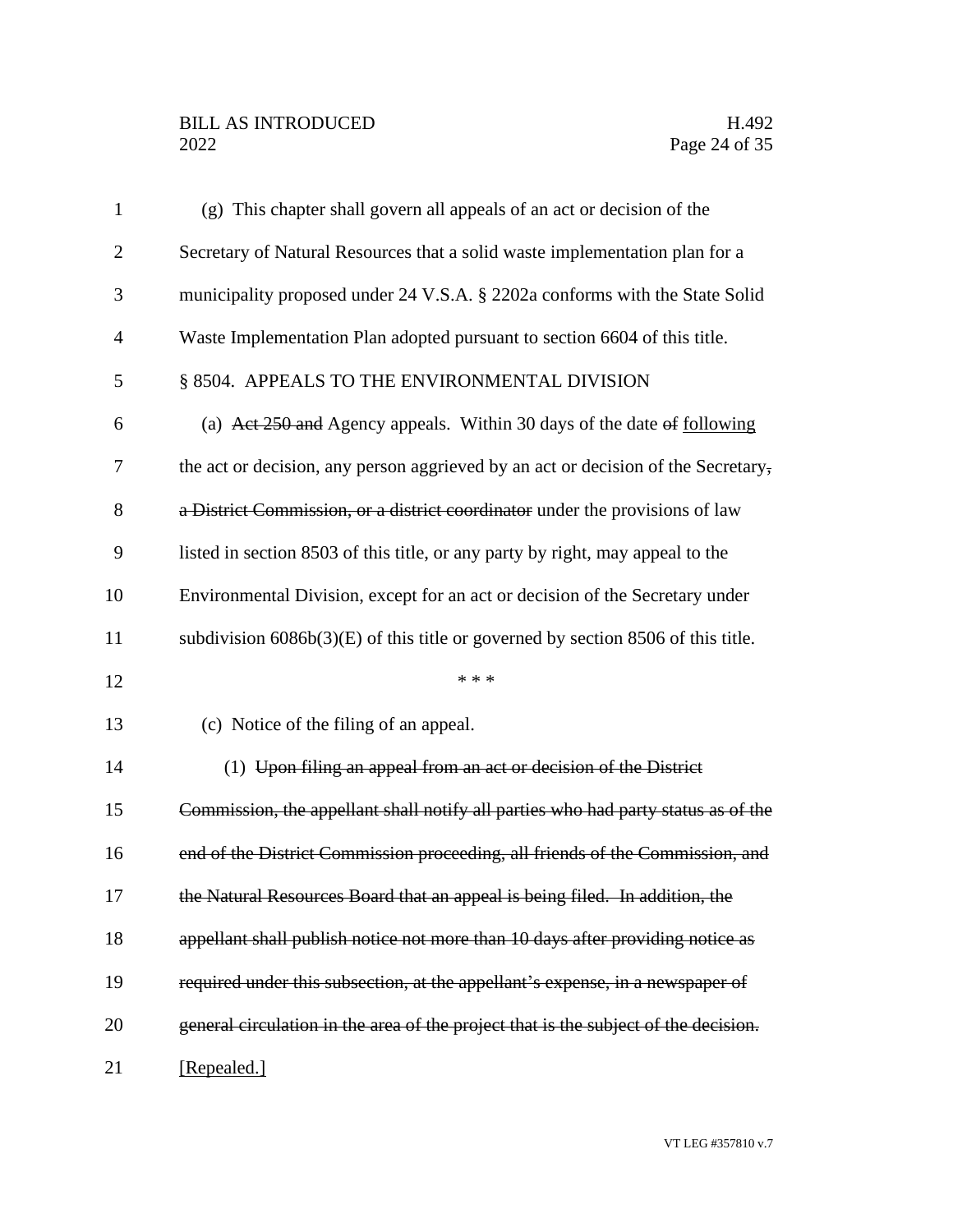(g) This chapter shall govern all appeals of an act or decision of the Secretary of Natural Resources that a solid waste implementation plan for a municipality proposed under 24 V.S.A. § 2202a conforms with the State Solid Waste Implementation Plan adopted pursuant to section 6604 of this title.

§ 8504. APPEALS TO THE ENVIRONMENTAL DIVISION

(a) ~~Act 250 and~~ Agency appeals. Within 30 days of the date ~~of~~ following the act or decision, any person aggrieved by an act or decision of the Secretary~~, a District Commission, or a district coordinator~~ under the provisions of law listed in section 8503 of this title, or any party by right, may appeal to the Environmental Division, except for an act or decision of the Secretary under subdivision 6086b(3)(E) of this title or governed by section 8506 of this title.

\* \* \*

(c) Notice of the filing of an appeal.

(1) ~~Upon filing an appeal from an act or decision of the District Commission, the appellant shall notify all parties who had party status as of the end of the District Commission proceeding, all friends of the Commission, and the Natural Resources Board that an appeal is being filed. In addition, the appellant shall publish notice not more than 10 days after providing notice as required under this subsection, at the appellant's expense, in a newspaper of general circulation in the area of the project that is the subject of the decision.~~ [Repealed.]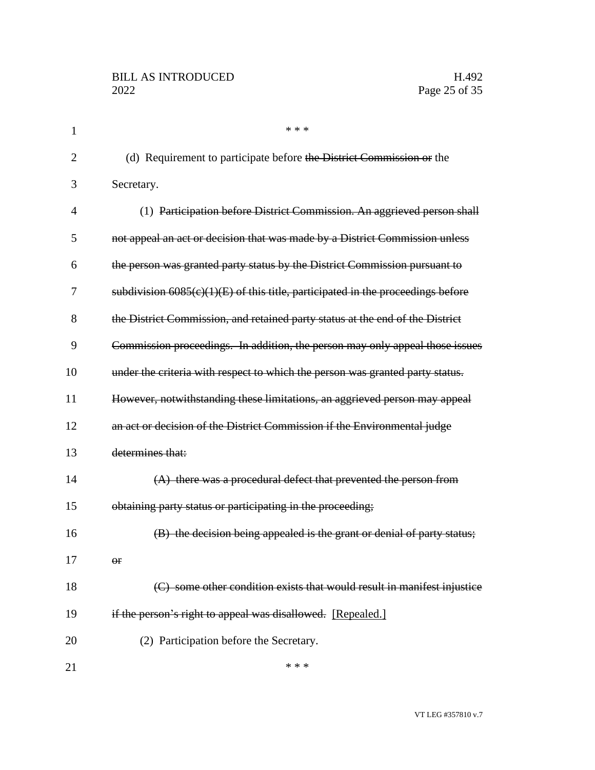\* \* \*

(d) Requirement to participate before ~~the District Commission or~~ the Secretary.

(1) ~~Participation before District Commission. An aggrieved person shall not appeal an act or decision that was made by a District Commission unless the person was granted party status by the District Commission pursuant to subdivision 6085(c)(1)(E) of this title, participated in the proceedings before the District Commission, and retained party status at the end of the District Commission proceedings. In addition, the person may only appeal those issues under the criteria with respect to which the person was granted party status. However, notwithstanding these limitations, an aggrieved person may appeal an act or decision of the District Commission if the Environmental judge determines that:~~

~~(A) there was a procedural defect that prevented the person from obtaining party status or participating in the proceeding;~~

~~(B) the decision being appealed is the grant or denial of party status; or~~

~~(C) some other condition exists that would result in manifest injustice if the person's right to appeal was disallowed.~~ <u>[Repealed.]</u>

(2) Participation before the Secretary.

\* \* \*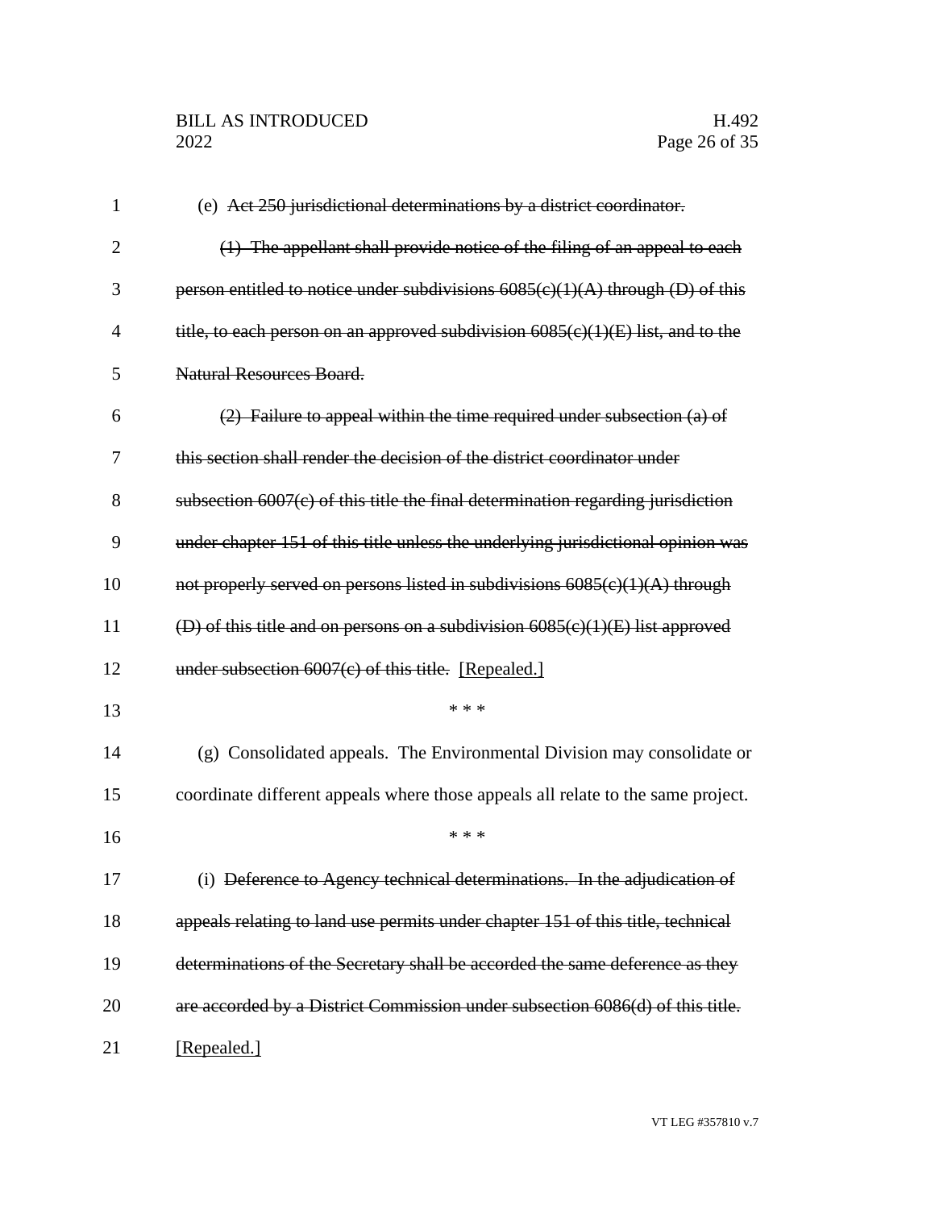(e) ~~Act 250 jurisdictional determinations by a district coordinator.~~

~~(1) The appellant shall provide notice of the filing of an appeal to each person entitled to notice under subdivisions 6085(c)(1)(A) through (D) of this title, to each person on an approved subdivision 6085(c)(1)(E) list, and to the Natural Resources Board.~~

~~(2) Failure to appeal within the time required under subsection (a) of this section shall render the decision of the district coordinator under subsection 6007(c) of this title the final determination regarding jurisdiction under chapter 151 of this title unless the underlying jurisdictional opinion was not properly served on persons listed in subdivisions 6085(c)(1)(A) through (D) of this title and on persons on a subdivision 6085(c)(1)(E) list approved under subsection 6007(c) of this title.~~ <u>[Repealed.]</u>

\* \* \*

(g) Consolidated appeals. The Environmental Division may consolidate or coordinate different appeals where those appeals all relate to the same project.

\* \* \*

(i) ~~Deference to Agency technical determinations. In the adjudication of appeals relating to land use permits under chapter 151 of this title, technical determinations of the Secretary shall be accorded the same deference as they are accorded by a District Commission under subsection 6086(d) of this title.~~ <u>[Repealed.]</u>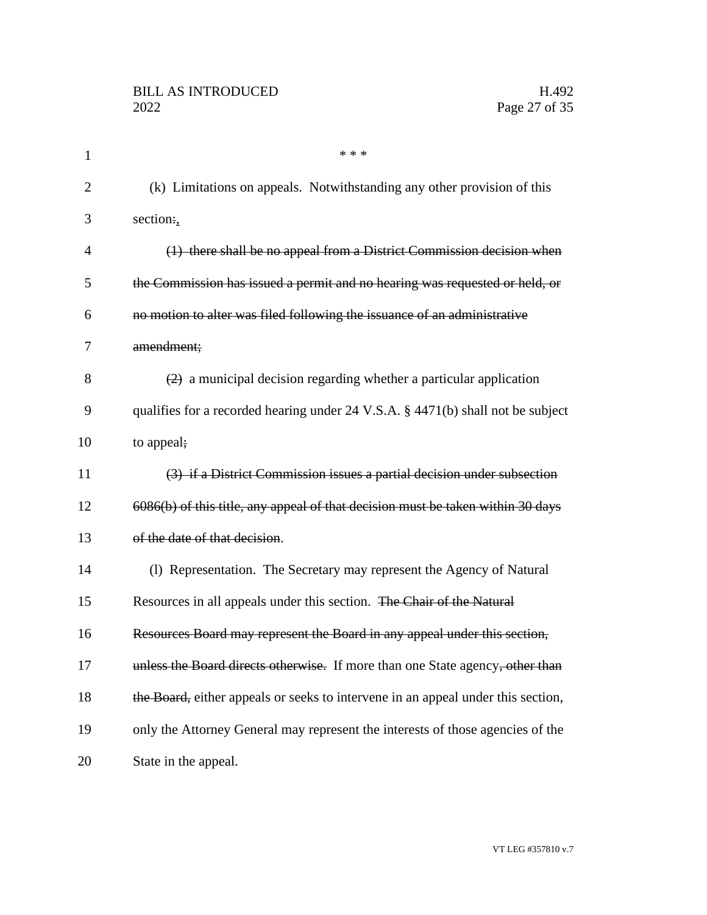* * *

(k) Limitations on appeals. Notwithstanding any other provision of this section~~:~~,

~~(1) there shall be no appeal from a District Commission decision when the Commission has issued a permit and no hearing was requested or held, or no motion to alter was filed following the issuance of an administrative amendment;~~

~~(2)~~ a municipal decision regarding whether a particular application qualifies for a recorded hearing under 24 V.S.A. § 4471(b) shall not be subject to appeal~~;~~

~~(3) if a District Commission issues a partial decision under subsection 6086(b) of this title, any appeal of that decision must be taken within 30 days of the date of that decision~~.

(l) Representation. The Secretary may represent the Agency of Natural Resources in all appeals under this section. ~~The Chair of the Natural Resources Board may represent the Board in any appeal under this section, unless the Board directs otherwise.~~ If more than one State agency~~, other than the Board,~~ either appeals or seeks to intervene in an appeal under this section, only the Attorney General may represent the interests of those agencies of the State in the appeal.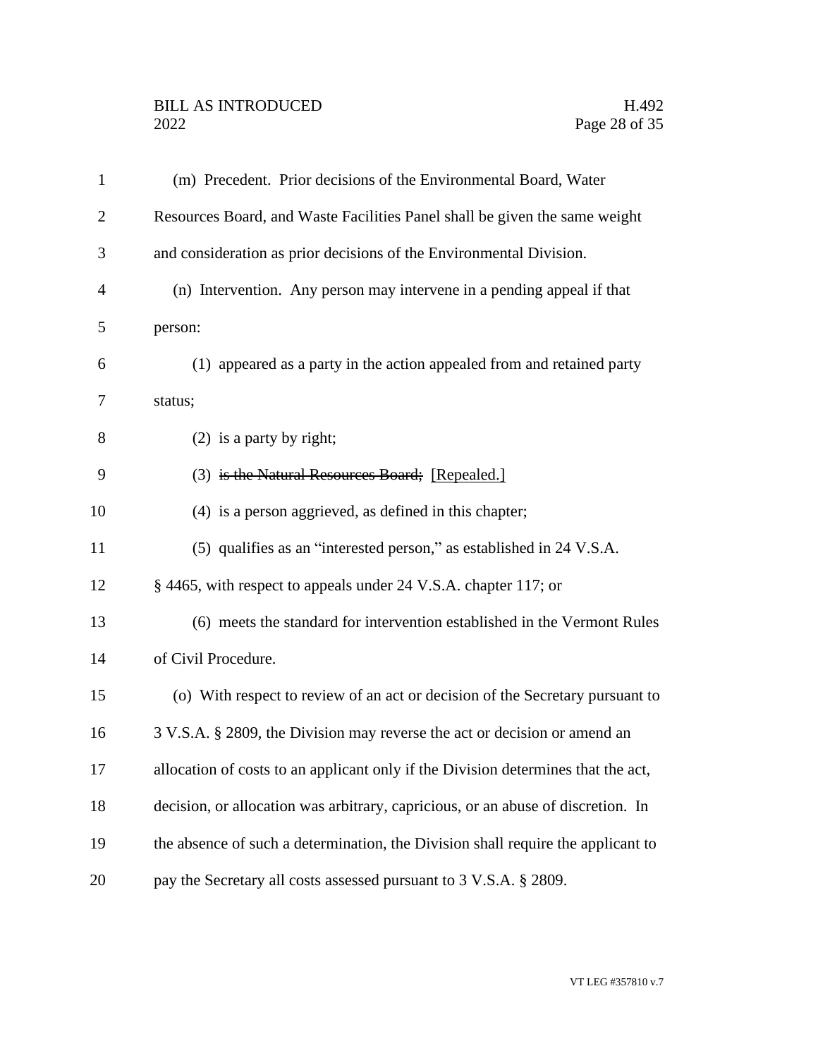(m) Precedent. Prior decisions of the Environmental Board, Water Resources Board, and Waste Facilities Panel shall be given the same weight and consideration as prior decisions of the Environmental Division.

(n) Intervention. Any person may intervene in a pending appeal if that person:

(1) appeared as a party in the action appealed from and retained party status;

(2) is a party by right;

(3) ~~is the Natural Resources Board;~~ [Repealed.]

(4) is a person aggrieved, as defined in this chapter;

(5) qualifies as an "interested person," as established in 24 V.S.A. § 4465, with respect to appeals under 24 V.S.A. chapter 117; or

(6) meets the standard for intervention established in the Vermont Rules of Civil Procedure.

(o) With respect to review of an act or decision of the Secretary pursuant to 3 V.S.A. § 2809, the Division may reverse the act or decision or amend an allocation of costs to an applicant only if the Division determines that the act, decision, or allocation was arbitrary, capricious, or an abuse of discretion. In the absence of such a determination, the Division shall require the applicant to pay the Secretary all costs assessed pursuant to 3 V.S.A. § 2809.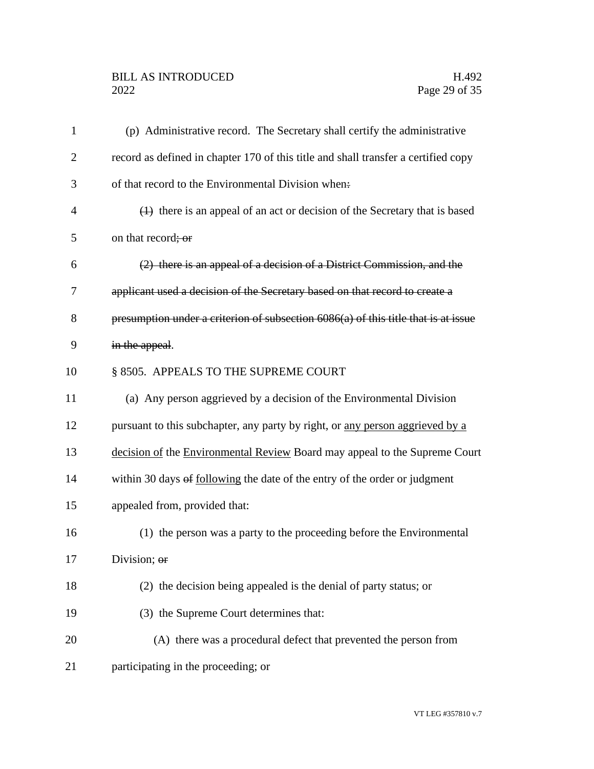(p) Administrative record. The Secretary shall certify the administrative record as defined in chapter 170 of this title and shall transfer a certified copy of that record to the Environmental Division when~~:~~

~~(1)~~ there is an appeal of an act or decision of the Secretary that is based on that record~~; or~~

~~(2) there is an appeal of a decision of a District Commission, and the applicant used a decision of the Secretary based on that record to create a presumption under a criterion of subsection 6086(a) of this title that is at issue in the appeal~~.

§ 8505. APPEALS TO THE SUPREME COURT

(a) Any person aggrieved by a decision of the Environmental Division pursuant to this subchapter, any party by right, or <u>any person aggrieved by a decision of</u> the <u>Environmental Review</u> Board may appeal to the Supreme Court within 30 days ~~of~~ <u>following</u> the date of the entry of the order or judgment appealed from, provided that:

(1) the person was a party to the proceeding before the Environmental Division; ~~or~~

(2) the decision being appealed is the denial of party status; or

(3) the Supreme Court determines that:

(A) there was a procedural defect that prevented the person from participating in the proceeding; or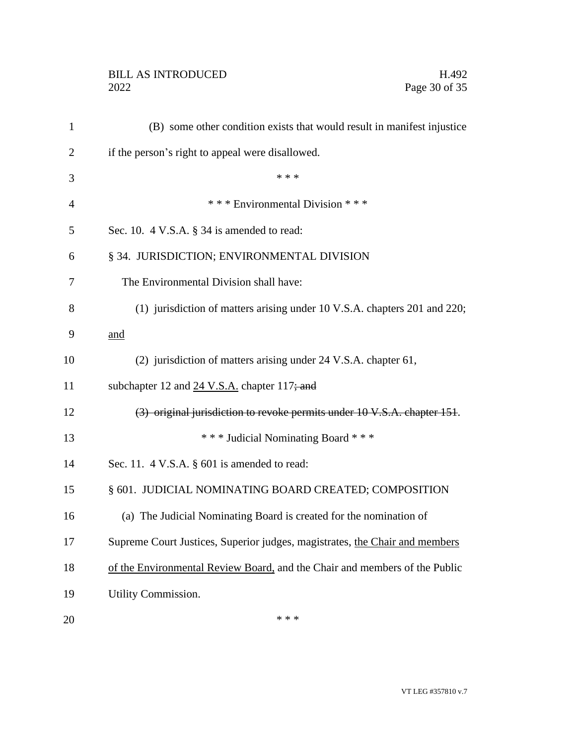(B) some other condition exists that would result in manifest injustice if the person's right to appeal were disallowed.

\* \* \*

\* \* \* Environmental Division \* \* \*

Sec. 10. 4 V.S.A. § 34 is amended to read:

§ 34. JURISDICTION; ENVIRONMENTAL DIVISION

The Environmental Division shall have:

(1) jurisdiction of matters arising under 10 V.S.A. chapters 201 and 220; <u>and</u>

(2) jurisdiction of matters arising under 24 V.S.A. chapter 61, subchapter 12 and <u>24 V.S.A.</u> chapter 117~~; and~~

~~(3) original jurisdiction to revoke permits under 10 V.S.A. chapter 151~~.

\* \* \* Judicial Nominating Board \* \* \*

Sec. 11. 4 V.S.A. § 601 is amended to read:

§ 601. JUDICIAL NOMINATING BOARD CREATED; COMPOSITION

(a) The Judicial Nominating Board is created for the nomination of Supreme Court Justices, Superior judges, magistrates, <u>the Chair and members of the Environmental Review Board,</u> and the Chair and members of the Public Utility Commission.

\* \* \*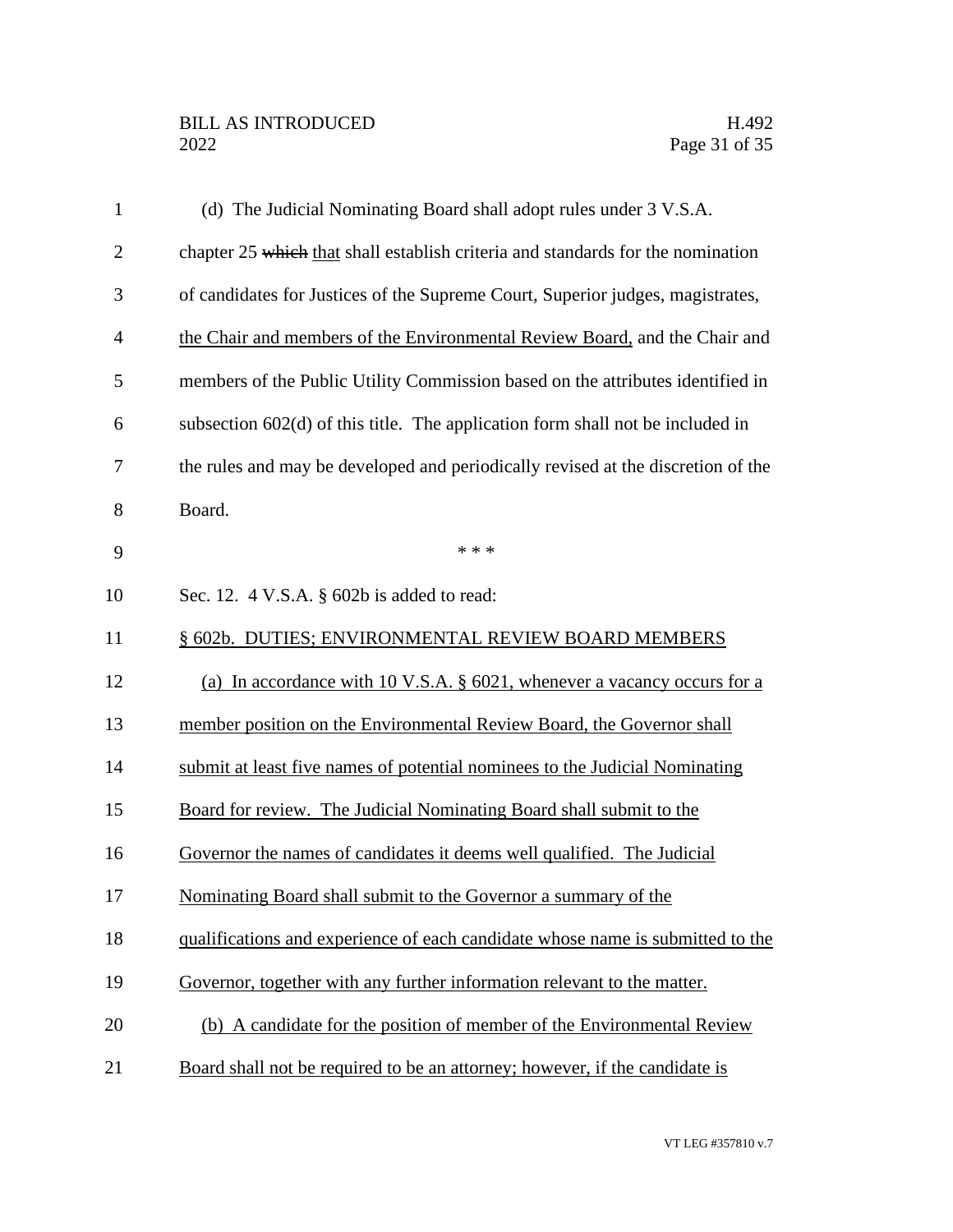(d) The Judicial Nominating Board shall adopt rules under 3 V.S.A. chapter 25 ~~which~~ that shall establish criteria and standards for the nomination of candidates for Justices of the Supreme Court, Superior judges, magistrates, the Chair and members of the Environmental Review Board, and the Chair and members of the Public Utility Commission based on the attributes identified in subsection 602(d) of this title. The application form shall not be included in the rules and may be developed and periodically revised at the discretion of the Board.

\* \* \*

Sec. 12. 4 V.S.A. § 602b is added to read:

§ 602b. DUTIES; ENVIRONMENTAL REVIEW BOARD MEMBERS

(a) In accordance with 10 V.S.A. § 6021, whenever a vacancy occurs for a member position on the Environmental Review Board, the Governor shall submit at least five names of potential nominees to the Judicial Nominating Board for review. The Judicial Nominating Board shall submit to the Governor the names of candidates it deems well qualified. The Judicial Nominating Board shall submit to the Governor a summary of the qualifications and experience of each candidate whose name is submitted to the Governor, together with any further information relevant to the matter.

(b) A candidate for the position of member of the Environmental Review Board shall not be required to be an attorney; however, if the candidate is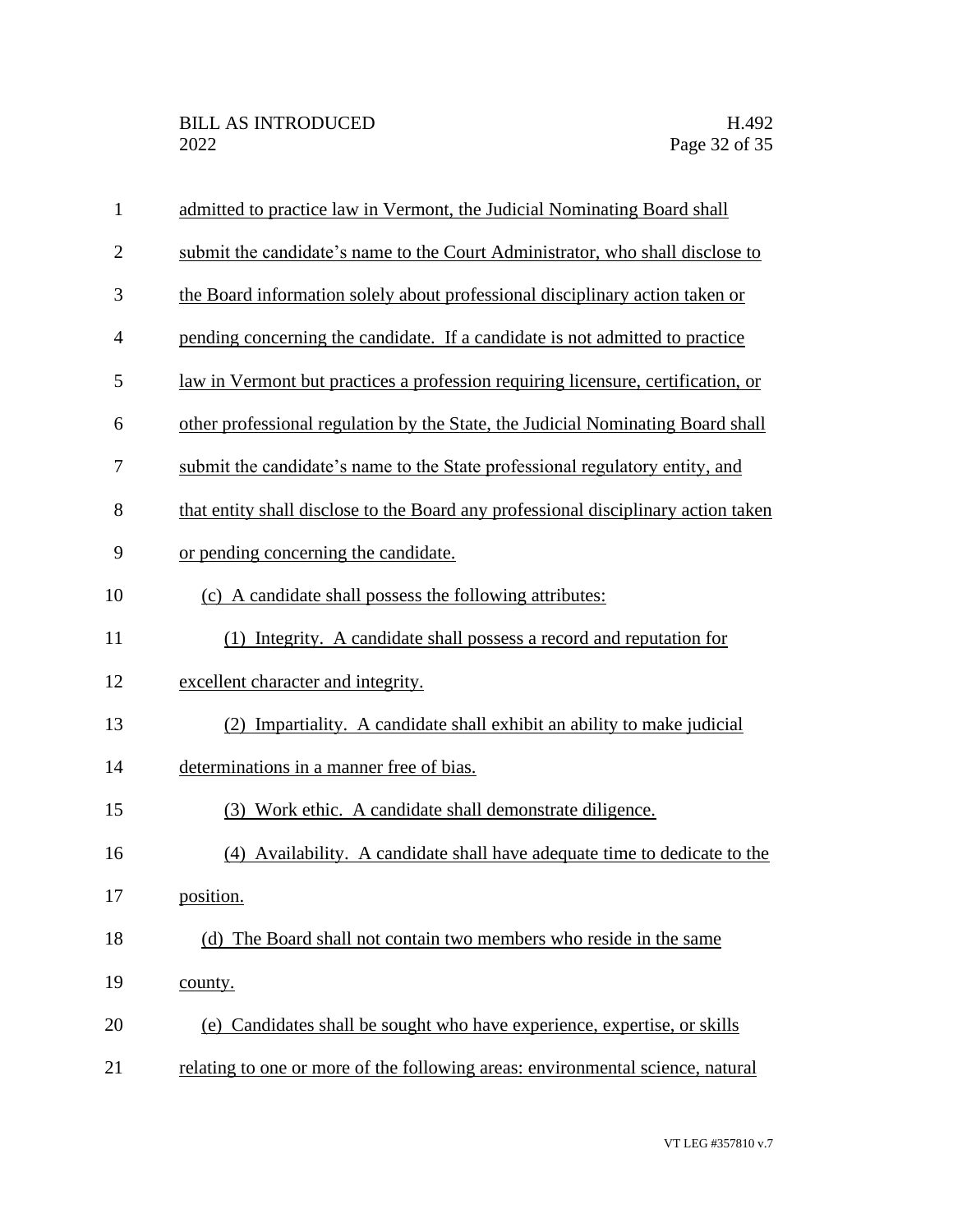admitted to practice law in Vermont, the Judicial Nominating Board shall submit the candidate's name to the Court Administrator, who shall disclose to the Board information solely about professional disciplinary action taken or pending concerning the candidate. If a candidate is not admitted to practice law in Vermont but practices a profession requiring licensure, certification, or other professional regulation by the State, the Judicial Nominating Board shall submit the candidate's name to the State professional regulatory entity, and that entity shall disclose to the Board any professional disciplinary action taken or pending concerning the candidate.

(c) A candidate shall possess the following attributes:

(1) Integrity. A candidate shall possess a record and reputation for excellent character and integrity.

(2) Impartiality. A candidate shall exhibit an ability to make judicial determinations in a manner free of bias.

(3) Work ethic. A candidate shall demonstrate diligence.

(4) Availability. A candidate shall have adequate time to dedicate to the position.

(d) The Board shall not contain two members who reside in the same county.

(e) Candidates shall be sought who have experience, expertise, or skills relating to one or more of the following areas: environmental science, natural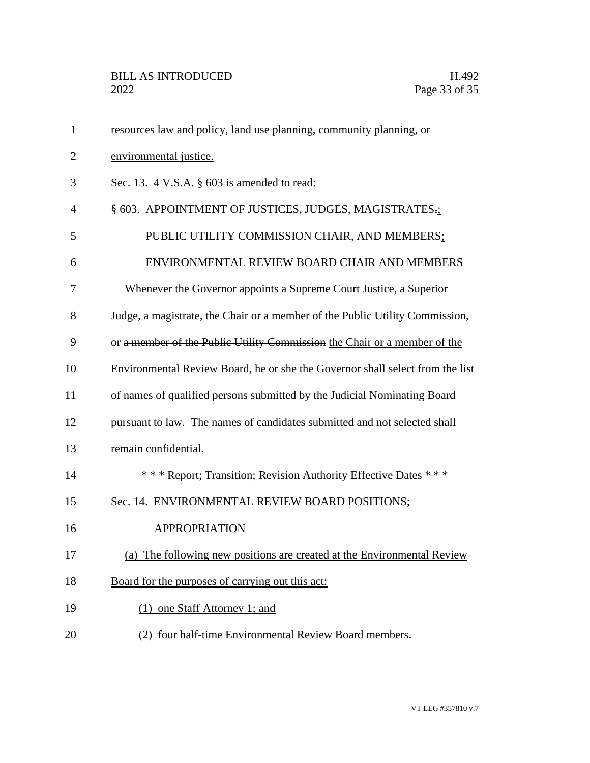resources law and policy, land use planning, community planning, or environmental justice.

Sec. 13. 4 V.S.A. § 603 is amended to read:

§ 603. APPOINTMENT OF JUSTICES, JUDGES, MAGISTRATES,; PUBLIC UTILITY COMMISSION CHAIR, AND MEMBERS; ENVIRONMENTAL REVIEW BOARD CHAIR AND MEMBERS

Whenever the Governor appoints a Supreme Court Justice, a Superior Judge, a magistrate, the Chair or a member of the Public Utility Commission, or ~~a member of the Public Utility Commission~~ the Chair or a member of the Environmental Review Board, ~~he or she~~ the Governor shall select from the list of names of qualified persons submitted by the Judicial Nominating Board pursuant to law. The names of candidates submitted and not selected shall remain confidential.

\* \* \* Report; Transition; Revision Authority Effective Dates \* \* \*

Sec. 14. ENVIRONMENTAL REVIEW BOARD POSITIONS; APPROPRIATION

(a) The following new positions are created at the Environmental Review Board for the purposes of carrying out this act:

(1) one Staff Attorney 1; and

(2) four half-time Environmental Review Board members.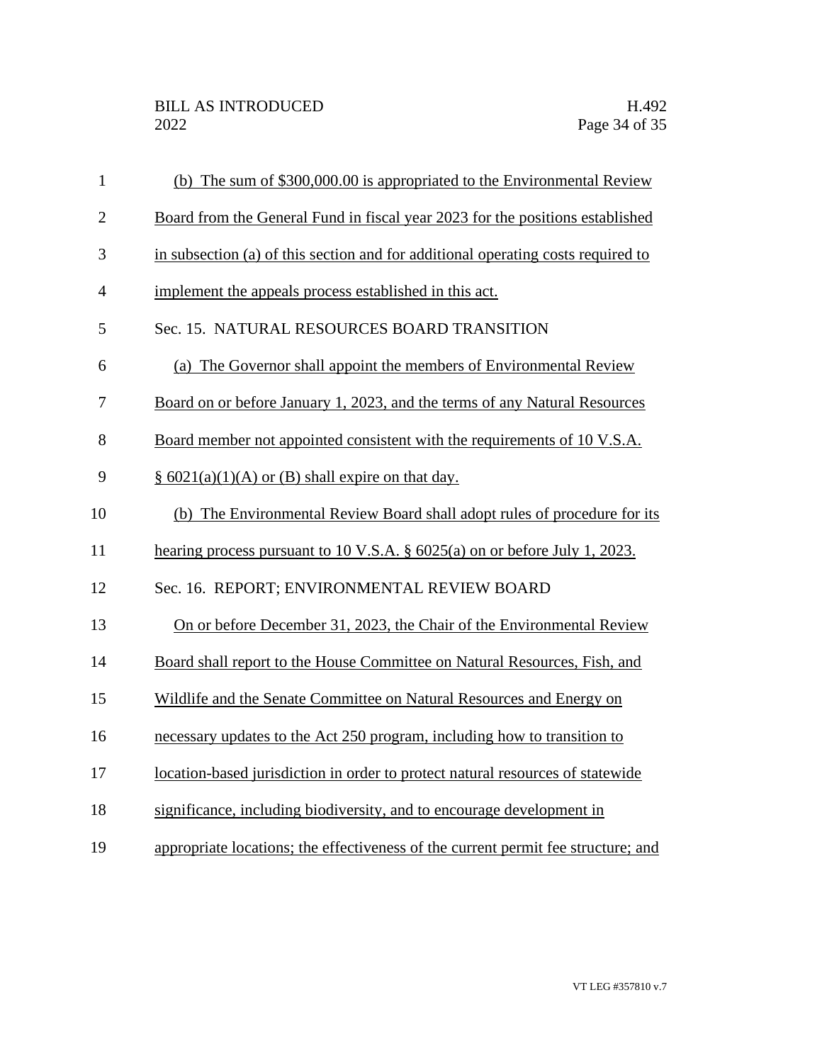(b) The sum of $300,000.00 is appropriated to the Environmental Review Board from the General Fund in fiscal year 2023 for the positions established in subsection (a) of this section and for additional operating costs required to implement the appeals process established in this act.

Sec. 15. NATURAL RESOURCES BOARD TRANSITION

(a) The Governor shall appoint the members of Environmental Review Board on or before January 1, 2023, and the terms of any Natural Resources Board member not appointed consistent with the requirements of 10 V.S.A. § 6021(a)(1)(A) or (B) shall expire on that day.

(b) The Environmental Review Board shall adopt rules of procedure for its hearing process pursuant to 10 V.S.A. § 6025(a) on or before July 1, 2023.

Sec. 16. REPORT; ENVIRONMENTAL REVIEW BOARD

On or before December 31, 2023, the Chair of the Environmental Review Board shall report to the House Committee on Natural Resources, Fish, and Wildlife and the Senate Committee on Natural Resources and Energy on necessary updates to the Act 250 program, including how to transition to location-based jurisdiction in order to protect natural resources of statewide significance, including biodiversity, and to encourage development in appropriate locations; the effectiveness of the current permit fee structure; and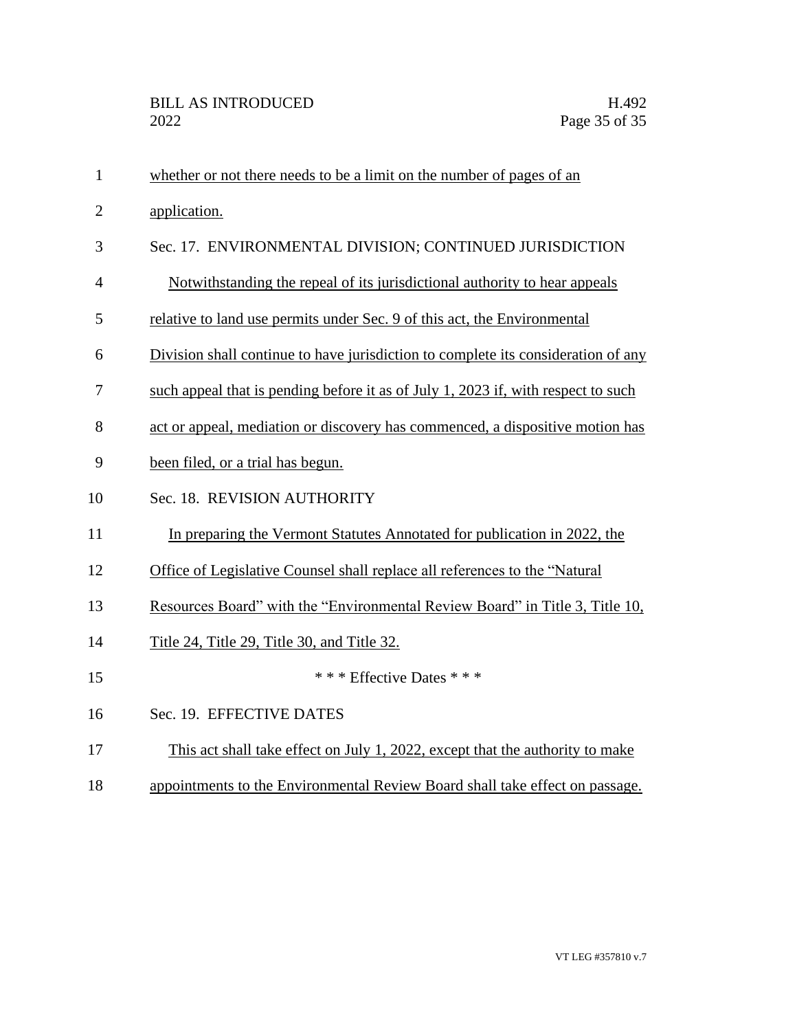whether or not there needs to be a limit on the number of pages of an application.

Sec. 17. ENVIRONMENTAL DIVISION; CONTINUED JURISDICTION

Notwithstanding the repeal of its jurisdictional authority to hear appeals relative to land use permits under Sec. 9 of this act, the Environmental Division shall continue to have jurisdiction to complete its consideration of any such appeal that is pending before it as of July 1, 2023 if, with respect to such act or appeal, mediation or discovery has commenced, a dispositive motion has been filed, or a trial has begun.

Sec. 18. REVISION AUTHORITY

In preparing the Vermont Statutes Annotated for publication in 2022, the Office of Legislative Counsel shall replace all references to the "Natural Resources Board" with the "Environmental Review Board" in Title 3, Title 10, Title 24, Title 29, Title 30, and Title 32.

\* \* \* Effective Dates \* \* \*

Sec. 19. EFFECTIVE DATES

This act shall take effect on July 1, 2022, except that the authority to make appointments to the Environmental Review Board shall take effect on passage.